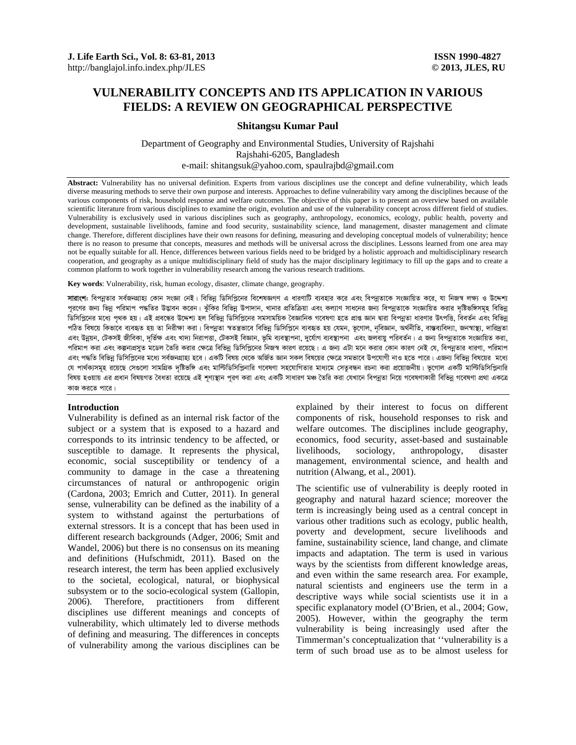# VULNERABILITY CONCEPTS AND ITS APPLICATION IN VARIOUS FIELDS: A REVIEW ON GEOGRAPHICAL PERSPECTIVE

**Shitangsu Kumar Paul**

Department of Geography and Environmental Studies, University of Rajshahi
Rajshahi-6205, Bangladesh
e-mail: shitangsuk@yahoo.com, spaulrajbd@gmail.com

**Abstract:** Vulnerability has no universal definition. Experts from various disciplines use the concept and define vulnerability, which leads diverse measuring methods to serve their own purpose and interests. Approaches to define vulnerability vary among the disciplines because of the various components of risk, household response and welfare outcomes. The objective of this paper is to present an overview based on available scientific literature from various disciplines to examine the origin, evolution and use of the vulnerability concept across different field of studies. Vulnerability is exclusively used in various disciplines such as geography, anthropology, economics, ecology, public health, poverty and development, sustainable livelihoods, famine and food security, sustainability science, land management, disaster management and climate change. Therefore, different disciplines have their own reasons for defining, measuring and developing conceptual models of vulnerability; hence there is no reason to presume that concepts, measures and methods will be universal across the disciplines. Lessons learned from one area may not be equally suitable for all. Hence, differences between various fields need to be bridged by a holistic approach and multidisciplinary research cooperation, and geography as a unique multidisciplinary field of study has the major disciplinary legitimacy to fill up the gaps and to create a common platform to work together in vulnerability research among the various research traditions.

**Key words**: Vulnerability, risk, human ecology, disaster, climate change, geography.

**সারাংশঃ** বিপন্নতার সর্বজনগ্রাহ্য কোন সংজ্ঞা নেই। বিভিন্ন ডিসিপ্লিনের বিশেষজ্ঞগণ এ ধারণাটি ব্যবহার করে এবং বিপন্নতাকে সংজ্ঞায়িত করে, যা নিজস্ব লক্ষ্য ও উদ্দেশ্য পূরণের জন্য ভিন্ন পরিমাপ পদ্ধতির উদ্ভাবন করেন। ঝুঁকির বিভিন্ন উপাদান, খানার প্রতিক্রিয়া এবং কল্যাণ সাধনের জন্য বিপন্নতাকে সংজ্ঞায়িত করার দৃষ্টিভঙ্গিসমূহ বিভিন্ন ডিসিপ্লিনের মধ্যে পৃথক হয়। এই প্রবন্ধের উদ্দেশ্য হল বিভিন্ন ডিসিপ্লিনের সমসাময়িক বৈজ্ঞানিক গবেষণা হতে প্রাপ্ত জ্ঞান দ্বারা বিপন্নতা ধারণার উৎপত্তি, বিবর্তন এবং বিভিন্ন পঠিত বিষয়ে কিভাবে ব্যবহৃত হয় তা নিরীক্ষা করা। বিপন্নতা স্বতন্ত্রভাবে বিভিন্ন ডিসিপ্লিনে ব্যবহৃত হয় যেমন, ভূগোল, নৃবিজ্ঞান, অর্থনীতি, বাস্তব্যবিদ্যা, জনস্বাস্থ্য, দারিদ্রতা এবং উন্নয়ন, টেকসই জীবিকা, দুর্ভিক্ষ এবং খাদ্য নিরাপত্তা, টেকসই বিজ্ঞান, ভূমি ব্যবস্থাপনা, দুর্যোগ ব্যবস্থাপনা এবং জলবায়ু পরিবর্তন। এ জন্য বিপন্নতাকে সংজ্ঞায়িত করা, পরিমাপ করা এবং কল্পনাপ্রসূত মডেল তৈরি করার ক্ষেত্রে বিভিন্ন ডিসিপ্লিনের নিজস্ব কারণ রয়েছে। এ জন্য এটা মনে করার কোন কারণ নেই যে, বিপন্নতার ধারণা, পরিমাপ এবং পদ্ধতি বিভিন্ন ডিসিপ্লিনের মধ্যে সর্বজনগ্রাহ্য হবে। একটি বিষয় থেকে অর্জিত জ্ঞান সকল বিষয়ের ক্ষেত্রে সমভাবে উপযোগী নাও হতে পারে। এজন্য বিভিন্ন বিষয়ের মধ্যে যে পার্থক্যসমূহ রয়েছে সেগুলো সামগ্রিক দৃষ্টিভঙ্গি এবং মাল্টিডিসিপ্লিনারি গবেষণা সহযোগিতার মাধ্যমে সেতুবন্ধন রচনা করা প্রয়োজনীয়। ভূগোল একটি মাল্টিডিসিপ্লিনারি বিষয় হওয়ায় এর প্রধান বিষয়গত বৈধতা রয়েছে এই শূন্যস্থান পূরণ করা এবং একটি সাধারণ মঞ্চ তৈরি করা যেখানে বিপন্নতা নিয়ে গবেষণাকারী বিভিন্ন গবেষণা প্রথা একত্রে কাজ করতে পারে।

## Introduction

Vulnerability is defined as an internal risk factor of the subject or a system that is exposed to a hazard and corresponds to its intrinsic tendency to be affected, or susceptible to damage. It represents the physical, economic, social susceptibility or tendency of a community to damage in the case a threatening circumstances of natural or anthropogenic origin (Cardona, 2003; Emrich and Cutter, 2011). In general sense, vulnerability can be defined as the inability of a system to withstand against the perturbations of external stressors. It is a concept that has been used in different research backgrounds (Adger, 2006; Smit and Wandel, 2006) but there is no consensus on its meaning and definitions (Hufschmidt, 2011). Based on the research interest, the term has been applied exclusively to the societal, ecological, natural, or biophysical subsystem or to the socio-ecological system (Gallopin, 2006). Therefore, practitioners from different disciplines use different meanings and concepts of vulnerability, which ultimately led to diverse methods of defining and measuring. The differences in concepts of vulnerability among the various disciplines can be explained by their interest to focus on different components of risk, household responses to risk and welfare outcomes. The disciplines include geography, economics, food security, asset-based and sustainable livelihoods, sociology, anthropology, disaster management, environmental science, and health and nutrition (Alwang, et al., 2001).

The scientific use of vulnerability is deeply rooted in geography and natural hazard science; moreover the term is increasingly being used as a central concept in various other traditions such as ecology, public health, poverty and development, secure livelihoods and famine, sustainability science, land change, and climate impacts and adaptation. The term is used in various ways by the scientists from different knowledge areas, and even within the same research area. For example, natural scientists and engineers use the term in a descriptive ways while social scientists use it in a specific explanatory model (O'Brien, et al., 2004; Gow, 2005). However, within the geography the term vulnerability is being increasingly used after the Timmerman's conceptualization that ''vulnerability is a term of such broad use as to be almost useless for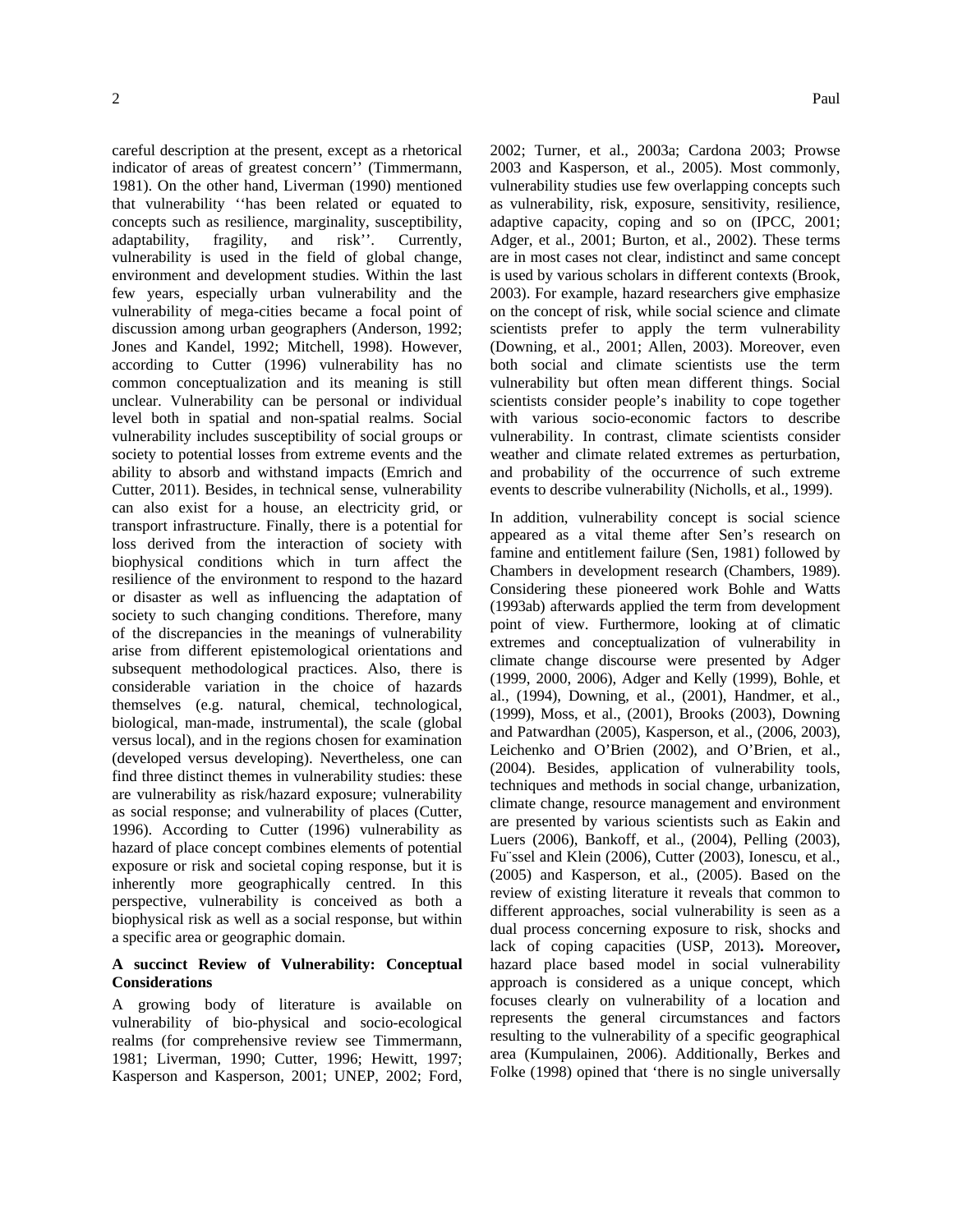careful description at the present, except as a rhetorical indicator of areas of greatest concern'' (Timmermann, 1981). On the other hand, Liverman (1990) mentioned that vulnerability ''has been related or equated to concepts such as resilience, marginality, susceptibility, adaptability, fragility, and risk''. Currently, vulnerability is used in the field of global change, environment and development studies. Within the last few years, especially urban vulnerability and the vulnerability of mega-cities became a focal point of discussion among urban geographers (Anderson, 1992; Jones and Kandel, 1992; Mitchell, 1998). However, according to Cutter (1996) vulnerability has no common conceptualization and its meaning is still unclear. Vulnerability can be personal or individual level both in spatial and non-spatial realms. Social vulnerability includes susceptibility of social groups or society to potential losses from extreme events and the ability to absorb and withstand impacts (Emrich and Cutter, 2011). Besides, in technical sense, vulnerability can also exist for a house, an electricity grid, or transport infrastructure. Finally, there is a potential for loss derived from the interaction of society with biophysical conditions which in turn affect the resilience of the environment to respond to the hazard or disaster as well as influencing the adaptation of society to such changing conditions. Therefore, many of the discrepancies in the meanings of vulnerability arise from different epistemological orientations and subsequent methodological practices. Also, there is considerable variation in the choice of hazards themselves (e.g. natural, chemical, technological, biological, man-made, instrumental), the scale (global versus local), and in the regions chosen for examination (developed versus developing). Nevertheless, one can find three distinct themes in vulnerability studies: these are vulnerability as risk/hazard exposure; vulnerability as social response; and vulnerability of places (Cutter, 1996). According to Cutter (1996) vulnerability as hazard of place concept combines elements of potential exposure or risk and societal coping response, but it is inherently more geographically centred. In this perspective, vulnerability is conceived as both a biophysical risk as well as a social response, but within a specific area or geographic domain.

### A succinct Review of Vulnerability: Conceptual Considerations

A growing body of literature is available on vulnerability of bio-physical and socio-ecological realms (for comprehensive review see Timmermann, 1981; Liverman, 1990; Cutter, 1996; Hewitt, 1997; Kasperson and Kasperson, 2001; UNEP, 2002; Ford, 2002; Turner, et al., 2003a; Cardona 2003; Prowse 2003 and Kasperson, et al., 2005). Most commonly, vulnerability studies use few overlapping concepts such as vulnerability, risk, exposure, sensitivity, resilience, adaptive capacity, coping and so on (IPCC, 2001; Adger, et al., 2001; Burton, et al., 2002). These terms are in most cases not clear, indistinct and same concept is used by various scholars in different contexts (Brook, 2003). For example, hazard researchers give emphasize on the concept of risk, while social science and climate scientists prefer to apply the term vulnerability (Downing, et al., 2001; Allen, 2003). Moreover, even both social and climate scientists use the term vulnerability but often mean different things. Social scientists consider people's inability to cope together with various socio-economic factors to describe vulnerability. In contrast, climate scientists consider weather and climate related extremes as perturbation, and probability of the occurrence of such extreme events to describe vulnerability (Nicholls, et al., 1999).

In addition, vulnerability concept is social science appeared as a vital theme after Sen's research on famine and entitlement failure (Sen, 1981) followed by Chambers in development research (Chambers, 1989). Considering these pioneered work Bohle and Watts (1993ab) afterwards applied the term from development point of view. Furthermore, looking at of climatic extremes and conceptualization of vulnerability in climate change discourse were presented by Adger (1999, 2000, 2006), Adger and Kelly (1999), Bohle, et al., (1994), Downing, et al., (2001), Handmer, et al., (1999), Moss, et al., (2001), Brooks (2003), Downing and Patwardhan (2005), Kasperson, et al., (2006, 2003), Leichenko and O'Brien (2002), and O'Brien, et al., (2004). Besides, application of vulnerability tools, techniques and methods in social change, urbanization, climate change, resource management and environment are presented by various scientists such as Eakin and Luers (2006), Bankoff, et al., (2004), Pelling (2003), Füssel and Klein (2006), Cutter (2003), Ionescu, et al., (2005) and Kasperson, et al., (2005). Based on the review of existing literature it reveals that common to different approaches, social vulnerability is seen as a dual process concerning exposure to risk, shocks and lack of coping capacities (USP, 2013). Moreover, hazard place based model in social vulnerability approach is considered as a unique concept, which focuses clearly on vulnerability of a location and represents the general circumstances and factors resulting to the vulnerability of a specific geographical area (Kumpulainen, 2006). Additionally, Berkes and Folke (1998) opined that 'there is no single universally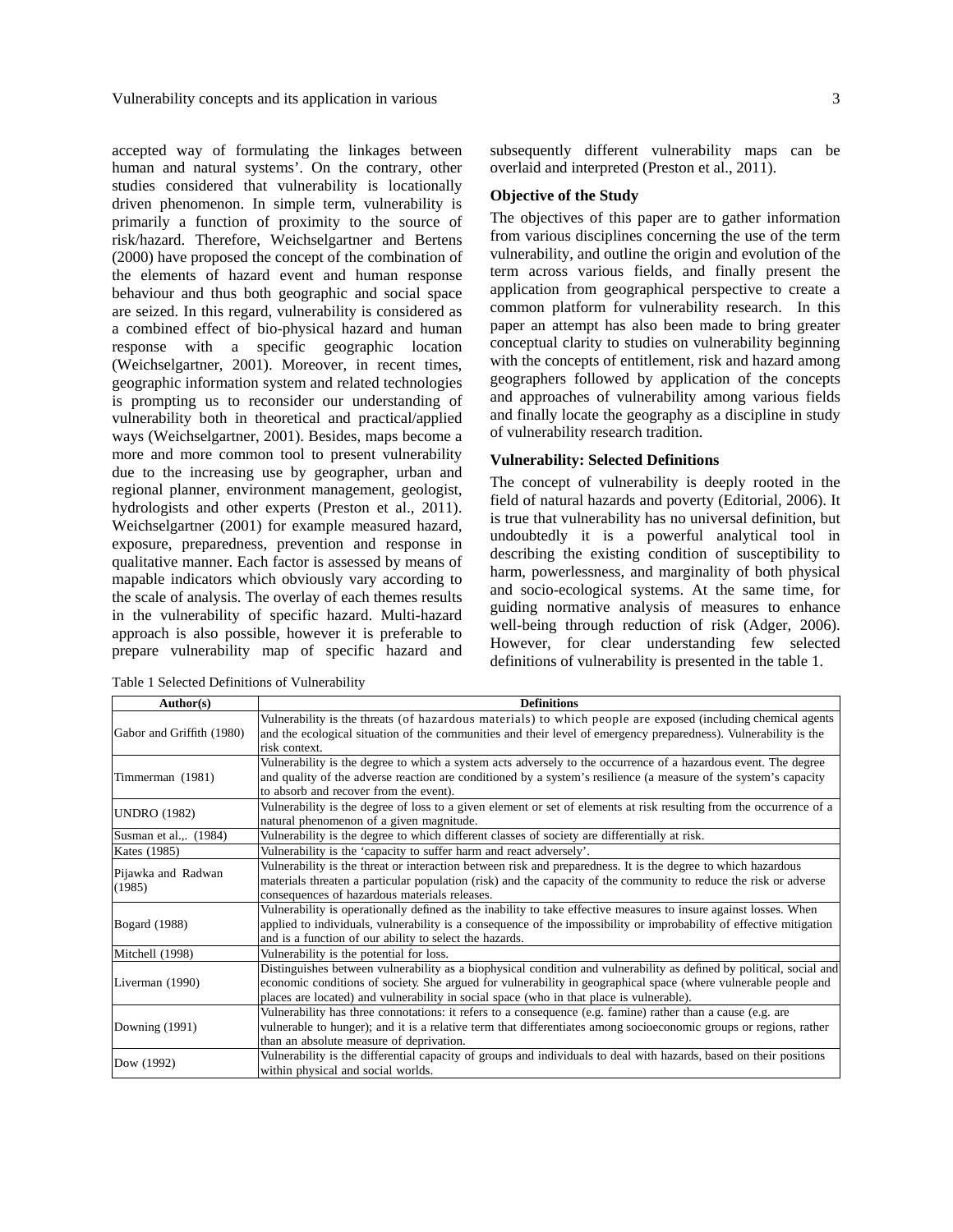accepted way of formulating the linkages between human and natural systems'. On the contrary, other studies considered that vulnerability is locationally driven phenomenon. In simple term, vulnerability is primarily a function of proximity to the source of risk/hazard. Therefore, Weichselgartner and Bertens (2000) have proposed the concept of the combination of the elements of hazard event and human response behaviour and thus both geographic and social space are seized. In this regard, vulnerability is considered as a combined effect of bio-physical hazard and human response with a specific geographic location (Weichselgartner, 2001). Moreover, in recent times, geographic information system and related technologies is prompting us to reconsider our understanding of vulnerability both in theoretical and practical/applied ways (Weichselgartner, 2001). Besides, maps become a more and more common tool to present vulnerability due to the increasing use by geographer, urban and regional planner, environment management, geologist, hydrologists and other experts (Preston et al., 2011). Weichselgartner (2001) for example measured hazard, exposure, preparedness, prevention and response in qualitative manner. Each factor is assessed by means of mapable indicators which obviously vary according to the scale of analysis. The overlay of each themes results in the vulnerability of specific hazard. Multi-hazard approach is also possible, however it is preferable to prepare vulnerability map of specific hazard and subsequently different vulnerability maps can be overlaid and interpreted (Preston et al., 2011).

**Objective of the Study**

The objectives of this paper are to gather information from various disciplines concerning the use of the term vulnerability, and outline the origin and evolution of the term across various fields, and finally present the application from geographical perspective to create a common platform for vulnerability research. In this paper an attempt has also been made to bring greater conceptual clarity to studies on vulnerability beginning with the concepts of entitlement, risk and hazard among geographers followed by application of the concepts and approaches of vulnerability among various fields and finally locate the geography as a discipline in study of vulnerability research tradition.

**Vulnerability: Selected Definitions**

The concept of vulnerability is deeply rooted in the field of natural hazards and poverty (Editorial, 2006). It is true that vulnerability has no universal definition, but undoubtedly it is a powerful analytical tool in describing the existing condition of susceptibility to harm, powerlessness, and marginality of both physical and socio-ecological systems. At the same time, for guiding normative analysis of measures to enhance well-being through reduction of risk (Adger, 2006). However, for clear understanding few selected definitions of vulnerability is presented in the table 1.

Table 1 Selected Definitions of Vulnerability

| Author(s) | Definitions |
|---|---|
| Gabor and Griffith (1980) | Vulnerability is the threats (of hazardous materials) to which people are exposed (including chemical agents and the ecological situation of the communities and their level of emergency preparedness). Vulnerability is the risk context. |
| Timmerman (1981) | Vulnerability is the degree to which a system acts adversely to the occurrence of a hazardous event. The degree and quality of the adverse reaction are conditioned by a system's resilience (a measure of the system's capacity to absorb and recover from the event). |
| UNDRO (1982) | Vulnerability is the degree of loss to a given element or set of elements at risk resulting from the occurrence of a natural phenomenon of a given magnitude. |
| Susman et al.,. (1984) | Vulnerability is the degree to which different classes of society are differentially at risk. |
| Kates (1985) | Vulnerability is the 'capacity to suffer harm and react adversely'. |
| Pijawka and Radwan (1985) | Vulnerability is the threat or interaction between risk and preparedness. It is the degree to which hazardous materials threaten a particular population (risk) and the capacity of the community to reduce the risk or adverse consequences of hazardous materials releases. |
| Bogard (1988) | Vulnerability is operationally defined as the inability to take effective measures to insure against losses. When applied to individuals, vulnerability is a consequence of the impossibility or improbability of effective mitigation and is a function of our ability to select the hazards. |
| Mitchell (1998) | Vulnerability is the potential for loss. |
| Liverman (1990) | Distinguishes between vulnerability as a biophysical condition and vulnerability as defined by political, social and economic conditions of society. She argued for vulnerability in geographical space (where vulnerable people and places are located) and vulnerability in social space (who in that place is vulnerable). |
| Downing (1991) | Vulnerability has three connotations: it refers to a consequence (e.g. famine) rather than a cause (e.g. are vulnerable to hunger); and it is a relative term that differentiates among socioeconomic groups or regions, rather than an absolute measure of deprivation. |
| Dow (1992) | Vulnerability is the differential capacity of groups and individuals to deal with hazards, based on their positions within physical and social worlds. |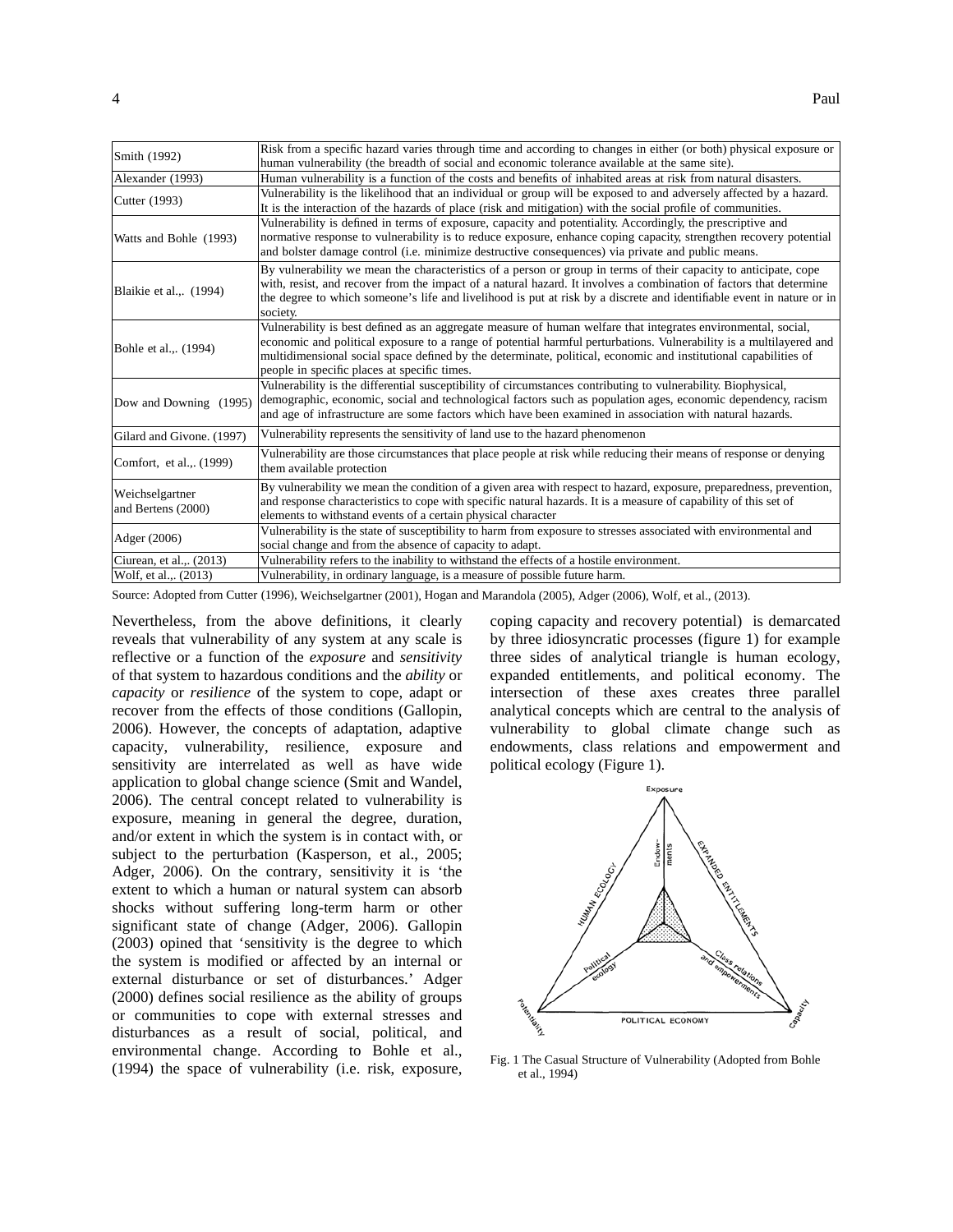| | |
|---|---|
| Smith (1992) | Risk from a specific hazard varies through time and according to changes in either (or both) physical exposure or human vulnerability (the breadth of social and economic tolerance available at the same site). |
| Alexander (1993) | Human vulnerability is a function of the costs and benefits of inhabited areas at risk from natural disasters. |
| Cutter (1993) | Vulnerability is the likelihood that an individual or group will be exposed to and adversely affected by a hazard. It is the interaction of the hazards of place (risk and mitigation) with the social profile of communities. |
| Watts and Bohle (1993) | Vulnerability is defined in terms of exposure, capacity and potentiality. Accordingly, the prescriptive and normative response to vulnerability is to reduce exposure, enhance coping capacity, strengthen recovery potential and bolster damage control (i.e. minimize destructive consequences) via private and public means. |
| Blaikie et al.,. (1994) | By vulnerability we mean the characteristics of a person or group in terms of their capacity to anticipate, cope with, resist, and recover from the impact of a natural hazard. It involves a combination of factors that determine the degree to which someone's life and livelihood is put at risk by a discrete and identifiable event in nature or in society. |
| Bohle et al.,. (1994) | Vulnerability is best defined as an aggregate measure of human welfare that integrates environmental, social, economic and political exposure to a range of potential harmful perturbations. Vulnerability is a multilayered and multidimensional social space defined by the determinate, political, economic and institutional capabilities of people in specific places at specific times. |
| Dow and Downing (1995) | Vulnerability is the differential susceptibility of circumstances contributing to vulnerability. Biophysical, demographic, economic, social and technological factors such as population ages, economic dependency, racism and age of infrastructure are some factors which have been examined in association with natural hazards. |
| Gilard and Givone. (1997) | Vulnerability represents the sensitivity of land use to the hazard phenomenon |
| Comfort, et al.,. (1999) | Vulnerability are those circumstances that place people at risk while reducing their means of response or denying them available protection |
| Weichselgartner and Bertens (2000) | By vulnerability we mean the condition of a given area with respect to hazard, exposure, preparedness, prevention, and response characteristics to cope with specific natural hazards. It is a measure of capability of this set of elements to withstand events of a certain physical character |
| Adger (2006) | Vulnerability is the state of susceptibility to harm from exposure to stresses associated with environmental and social change and from the absence of capacity to adapt. |
| Ciurean, et al.,. (2013) | Vulnerability refers to the inability to withstand the effects of a hostile environment. |
| Wolf, et al.,. (2013) | Vulnerability, in ordinary language, is a measure of possible future harm. |

Source: Adopted from Cutter (1996), Weichselgartner (2001), Hogan and Marandola (2005), Adger (2006), Wolf, et al., (2013).

Nevertheless, from the above definitions, it clearly reveals that vulnerability of any system at any scale is reflective or a function of the *exposure* and *sensitivity* of that system to hazardous conditions and the *ability* or *capacity* or *resilience* of the system to cope, adapt or recover from the effects of those conditions (Gallopin, 2006). However, the concepts of adaptation, adaptive capacity, vulnerability, resilience, exposure and sensitivity are interrelated as well as have wide application to global change science (Smit and Wandel, 2006). The central concept related to vulnerability is exposure, meaning in general the degree, duration, and/or extent in which the system is in contact with, or subject to the perturbation (Kasperson, et al., 2005; Adger, 2006). On the contrary, sensitivity it is 'the extent to which a human or natural system can absorb shocks without suffering long-term harm or other significant state of change (Adger, 2006). Gallopin (2003) opined that 'sensitivity is the degree to which the system is modified or affected by an internal or external disturbance or set of disturbances.' Adger (2000) defines social resilience as the ability of groups or communities to cope with external stresses and disturbances as a result of social, political, and environmental change. According to Bohle et al., (1994) the space of vulnerability (i.e. risk, exposure, coping capacity and recovery potential) is demarcated by three idiosyncratic processes (figure 1) for example three sides of analytical triangle is human ecology, expanded entitlements, and political economy. The intersection of these axes creates three parallel analytical concepts which are central to the analysis of vulnerability to global climate change such as endowments, class relations and empowerment and political ecology (Figure 1).

Fig. 1 The Casual Structure of Vulnerability (Adopted from Bohle et al., 1994)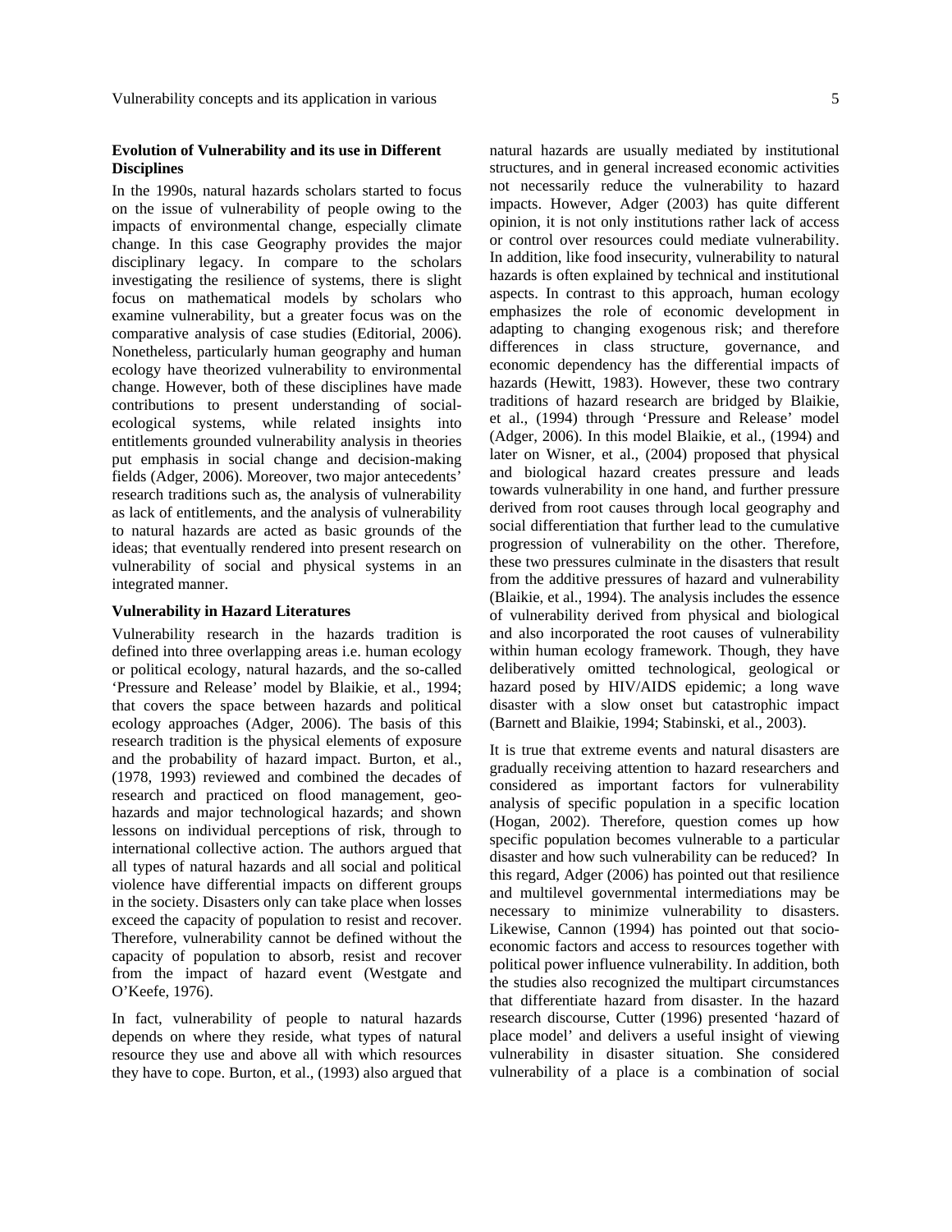### Evolution of Vulnerability and its use in Different Disciplines

In the 1990s, natural hazards scholars started to focus on the issue of vulnerability of people owing to the impacts of environmental change, especially climate change. In this case Geography provides the major disciplinary legacy. In compare to the scholars investigating the resilience of systems, there is slight focus on mathematical models by scholars who examine vulnerability, but a greater focus was on the comparative analysis of case studies (Editorial, 2006). Nonetheless, particularly human geography and human ecology have theorized vulnerability to environmental change. However, both of these disciplines have made contributions to present understanding of social-ecological systems, while related insights into entitlements grounded vulnerability analysis in theories put emphasis in social change and decision-making fields (Adger, 2006). Moreover, two major antecedents' research traditions such as, the analysis of vulnerability as lack of entitlements, and the analysis of vulnerability to natural hazards are acted as basic grounds of the ideas; that eventually rendered into present research on vulnerability of social and physical systems in an integrated manner.

### Vulnerability in Hazard Literatures

Vulnerability research in the hazards tradition is defined into three overlapping areas i.e. human ecology or political ecology, natural hazards, and the so-called 'Pressure and Release' model by Blaikie, et al., 1994; that covers the space between hazards and political ecology approaches (Adger, 2006). The basis of this research tradition is the physical elements of exposure and the probability of hazard impact. Burton, et al., (1978, 1993) reviewed and combined the decades of research and practiced on flood management, geo-hazards and major technological hazards; and shown lessons on individual perceptions of risk, through to international collective action. The authors argued that all types of natural hazards and all social and political violence have differential impacts on different groups in the society. Disasters only can take place when losses exceed the capacity of population to resist and recover. Therefore, vulnerability cannot be defined without the capacity of population to absorb, resist and recover from the impact of hazard event (Westgate and O'Keefe, 1976).

In fact, vulnerability of people to natural hazards depends on where they reside, what types of natural resource they use and above all with which resources they have to cope. Burton, et al., (1993) also argued that natural hazards are usually mediated by institutional structures, and in general increased economic activities not necessarily reduce the vulnerability to hazard impacts. However, Adger (2003) has quite different opinion, it is not only institutions rather lack of access or control over resources could mediate vulnerability. In addition, like food insecurity, vulnerability to natural hazards is often explained by technical and institutional aspects. In contrast to this approach, human ecology emphasizes the role of economic development in adapting to changing exogenous risk; and therefore differences in class structure, governance, and economic dependency has the differential impacts of hazards (Hewitt, 1983). However, these two contrary traditions of hazard research are bridged by Blaikie, et al., (1994) through 'Pressure and Release' model (Adger, 2006). In this model Blaikie, et al., (1994) and later on Wisner, et al., (2004) proposed that physical and biological hazard creates pressure and leads towards vulnerability in one hand, and further pressure derived from root causes through local geography and social differentiation that further lead to the cumulative progression of vulnerability on the other. Therefore, these two pressures culminate in the disasters that result from the additive pressures of hazard and vulnerability (Blaikie, et al., 1994). The analysis includes the essence of vulnerability derived from physical and biological and also incorporated the root causes of vulnerability within human ecology framework. Though, they have deliberatively omitted technological, geological or hazard posed by HIV/AIDS epidemic; a long wave disaster with a slow onset but catastrophic impact (Barnett and Blaikie, 1994; Stabinski, et al., 2003).

It is true that extreme events and natural disasters are gradually receiving attention to hazard researchers and considered as important factors for vulnerability analysis of specific population in a specific location (Hogan, 2002). Therefore, question comes up how specific population becomes vulnerable to a particular disaster and how such vulnerability can be reduced? In this regard, Adger (2006) has pointed out that resilience and multilevel governmental intermediations may be necessary to minimize vulnerability to disasters. Likewise, Cannon (1994) has pointed out that socio-economic factors and access to resources together with political power influence vulnerability. In addition, both the studies also recognized the multipart circumstances that differentiate hazard from disaster. In the hazard research discourse, Cutter (1996) presented 'hazard of place model' and delivers a useful insight of viewing vulnerability in disaster situation. She considered vulnerability of a place is a combination of social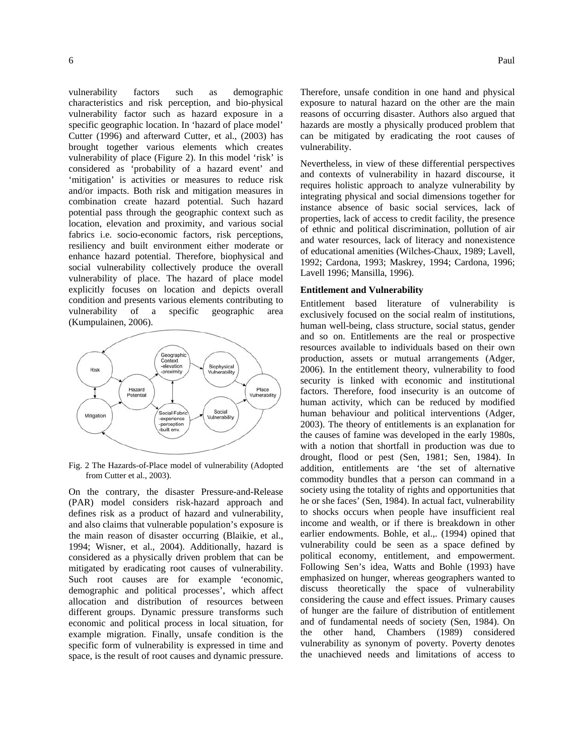vulnerability factors such as demographic characteristics and risk perception, and bio-physical vulnerability factor such as hazard exposure in a specific geographic location. In 'hazard of place model' Cutter (1996) and afterward Cutter, et al., (2003) has brought together various elements which creates vulnerability of place (Figure 2). In this model 'risk' is considered as 'probability of a hazard event' and 'mitigation' is activities or measures to reduce risk and/or impacts. Both risk and mitigation measures in combination create hazard potential. Such hazard potential pass through the geographic context such as location, elevation and proximity, and various social fabrics i.e. socio-economic factors, risk perceptions, resiliency and built environment either moderate or enhance hazard potential. Therefore, biophysical and social vulnerability collectively produce the overall vulnerability of place. The hazard of place model explicitly focuses on location and depicts overall condition and presents various elements contributing to vulnerability of a specific geographic area (Kumpulainen, 2006).

Fig. 2 The Hazards-of-Place model of vulnerability (Adopted from Cutter et al., 2003).

On the contrary, the disaster Pressure-and-Release (PAR) model considers risk-hazard approach and defines risk as a product of hazard and vulnerability, and also claims that vulnerable population's exposure is the main reason of disaster occurring (Blaikie, et al., 1994; Wisner, et al., 2004). Additionally, hazard is considered as a physically driven problem that can be mitigated by eradicating root causes of vulnerability. Such root causes are for example 'economic, demographic and political processes', which affect allocation and distribution of resources between different groups. Dynamic pressure transforms such economic and political process in local situation, for example migration. Finally, unsafe condition is the specific form of vulnerability is expressed in time and space, is the result of root causes and dynamic pressure. Therefore, unsafe condition in one hand and physical exposure to natural hazard on the other are the main reasons of occurring disaster. Authors also argued that hazards are mostly a physically produced problem that can be mitigated by eradicating the root causes of vulnerability.

Nevertheless, in view of these differential perspectives and contexts of vulnerability in hazard discourse, it requires holistic approach to analyze vulnerability by integrating physical and social dimensions together for instance absence of basic social services, lack of properties, lack of access to credit facility, the presence of ethnic and political discrimination, pollution of air and water resources, lack of literacy and nonexistence of educational amenities (Wilches-Chaux, 1989; Lavell, 1992; Cardona, 1993; Maskrey, 1994; Cardona, 1996; Lavell 1996; Mansilla, 1996).

**Entitlement and Vulnerability**

Entitlement based literature of vulnerability is exclusively focused on the social realm of institutions, human well-being, class structure, social status, gender and so on. Entitlements are the real or prospective resources available to individuals based on their own production, assets or mutual arrangements (Adger, 2006). In the entitlement theory, vulnerability to food security is linked with economic and institutional factors. Therefore, food insecurity is an outcome of human activity, which can be reduced by modified human behaviour and political interventions (Adger, 2003). The theory of entitlements is an explanation for the causes of famine was developed in the early 1980s, with a notion that shortfall in production was due to drought, flood or pest (Sen, 1981; Sen, 1984). In addition, entitlements are 'the set of alternative commodity bundles that a person can command in a society using the totality of rights and opportunities that he or she faces' (Sen, 1984). In actual fact, vulnerability to shocks occurs when people have insufficient real income and wealth, or if there is breakdown in other earlier endowments. Bohle, et al.,. (1994) opined that vulnerability could be seen as a space defined by political economy, entitlement, and empowerment. Following Sen's idea, Watts and Bohle (1993) have emphasized on hunger, whereas geographers wanted to discuss theoretically the space of vulnerability considering the cause and effect issues. Primary causes of hunger are the failure of distribution of entitlement and of fundamental needs of society (Sen, 1984). On the other hand, Chambers (1989) considered vulnerability as synonym of poverty. Poverty denotes the unachieved needs and limitations of access to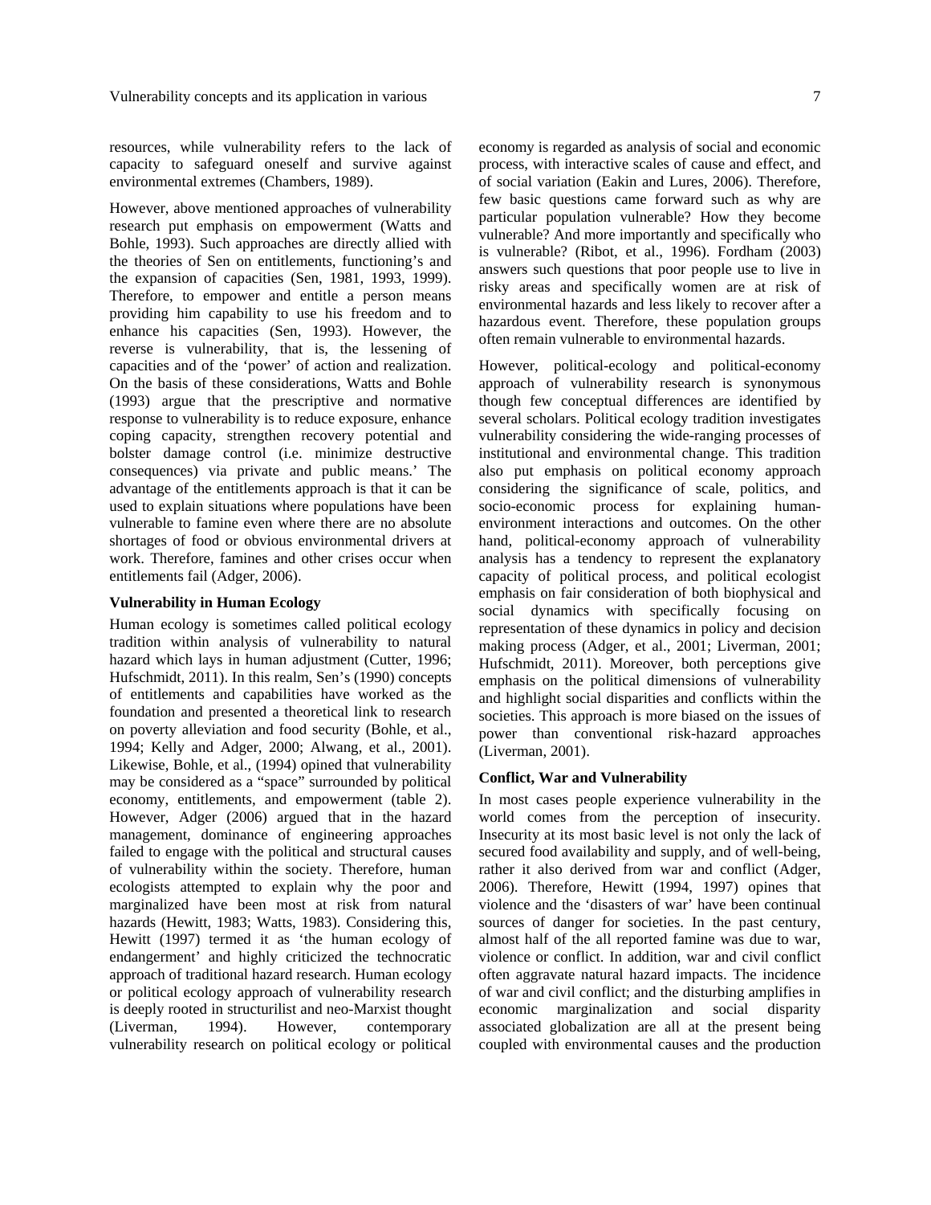resources, while vulnerability refers to the lack of capacity to safeguard oneself and survive against environmental extremes (Chambers, 1989).

However, above mentioned approaches of vulnerability research put emphasis on empowerment (Watts and Bohle, 1993). Such approaches are directly allied with the theories of Sen on entitlements, functioning's and the expansion of capacities (Sen, 1981, 1993, 1999). Therefore, to empower and entitle a person means providing him capability to use his freedom and to enhance his capacities (Sen, 1993). However, the reverse is vulnerability, that is, the lessening of capacities and of the 'power' of action and realization. On the basis of these considerations, Watts and Bohle (1993) argue that the prescriptive and normative response to vulnerability is to reduce exposure, enhance coping capacity, strengthen recovery potential and bolster damage control (i.e. minimize destructive consequences) via private and public means.' The advantage of the entitlements approach is that it can be used to explain situations where populations have been vulnerable to famine even where there are no absolute shortages of food or obvious environmental drivers at work. Therefore, famines and other crises occur when entitlements fail (Adger, 2006).

**Vulnerability in Human Ecology**

Human ecology is sometimes called political ecology tradition within analysis of vulnerability to natural hazard which lays in human adjustment (Cutter, 1996; Hufschmidt, 2011). In this realm, Sen's (1990) concepts of entitlements and capabilities have worked as the foundation and presented a theoretical link to research on poverty alleviation and food security (Bohle, et al., 1994; Kelly and Adger, 2000; Alwang, et al., 2001). Likewise, Bohle, et al., (1994) opined that vulnerability may be considered as a "space" surrounded by political economy, entitlements, and empowerment (table 2). However, Adger (2006) argued that in the hazard management, dominance of engineering approaches failed to engage with the political and structural causes of vulnerability within the society. Therefore, human ecologists attempted to explain why the poor and marginalized have been most at risk from natural hazards (Hewitt, 1983; Watts, 1983). Considering this, Hewitt (1997) termed it as 'the human ecology of endangerment' and highly criticized the technocratic approach of traditional hazard research. Human ecology or political ecology approach of vulnerability research is deeply rooted in structurilist and neo-Marxist thought (Liverman, 1994). However, contemporary vulnerability research on political ecology or political economy is regarded as analysis of social and economic process, with interactive scales of cause and effect, and of social variation (Eakin and Lures, 2006). Therefore, few basic questions came forward such as why are particular population vulnerable? How they become vulnerable? And more importantly and specifically who is vulnerable? (Ribot, et al., 1996). Fordham (2003) answers such questions that poor people use to live in risky areas and specifically women are at risk of environmental hazards and less likely to recover after a hazardous event. Therefore, these population groups often remain vulnerable to environmental hazards.

However, political-ecology and political-economy approach of vulnerability research is synonymous though few conceptual differences are identified by several scholars. Political ecology tradition investigates vulnerability considering the wide-ranging processes of institutional and environmental change. This tradition also put emphasis on political economy approach considering the significance of scale, politics, and socio-economic process for explaining human-environment interactions and outcomes. On the other hand, political-economy approach of vulnerability analysis has a tendency to represent the explanatory capacity of political process, and political ecologist emphasis on fair consideration of both biophysical and social dynamics with specifically focusing on representation of these dynamics in policy and decision making process (Adger, et al., 2001; Liverman, 2001; Hufschmidt, 2011). Moreover, both perceptions give emphasis on the political dimensions of vulnerability and highlight social disparities and conflicts within the societies. This approach is more biased on the issues of power than conventional risk-hazard approaches (Liverman, 2001).

**Conflict, War and Vulnerability**

In most cases people experience vulnerability in the world comes from the perception of insecurity. Insecurity at its most basic level is not only the lack of secured food availability and supply, and of well-being, rather it also derived from war and conflict (Adger, 2006). Therefore, Hewitt (1994, 1997) opines that violence and the 'disasters of war' have been continual sources of danger for societies. In the past century, almost half of the all reported famine was due to war, violence or conflict. In addition, war and civil conflict often aggravate natural hazard impacts. The incidence of war and civil conflict; and the disturbing amplifies in economic marginalization and social disparity associated globalization are all at the present being coupled with environmental causes and the production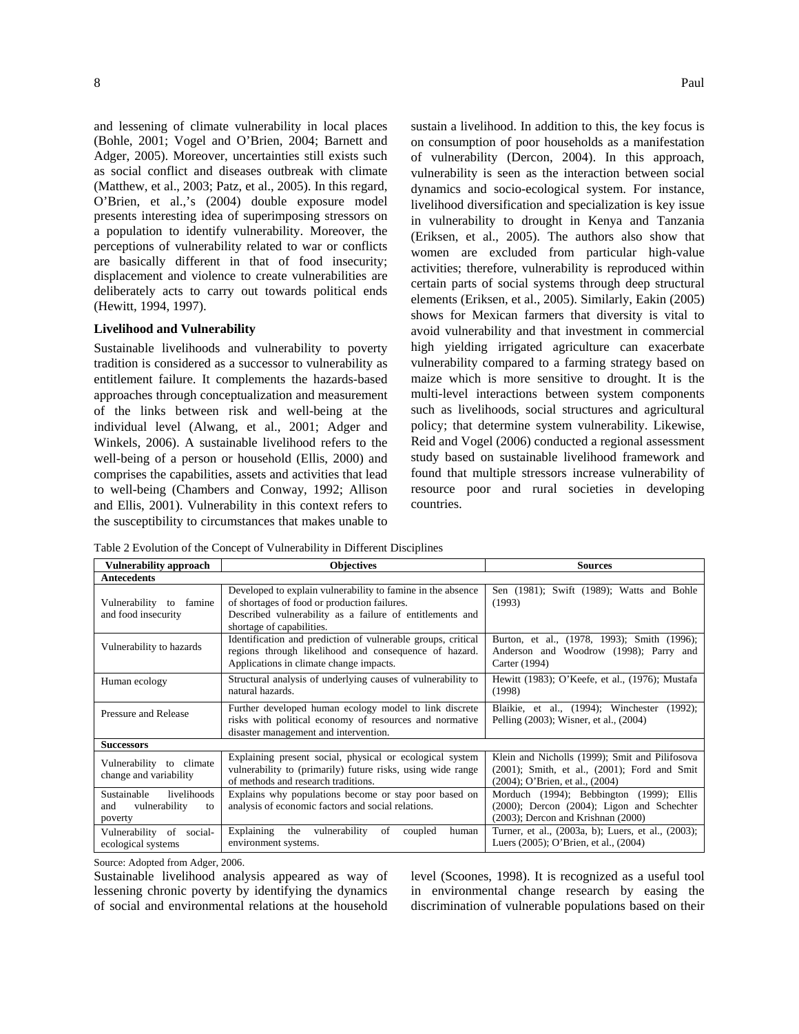and lessening of climate vulnerability in local places (Bohle, 2001; Vogel and O'Brien, 2004; Barnett and Adger, 2005). Moreover, uncertainties still exists such as social conflict and diseases outbreak with climate (Matthew, et al., 2003; Patz, et al., 2005). In this regard, O'Brien, et al.,'s (2004) double exposure model presents interesting idea of superimposing stressors on a population to identify vulnerability. Moreover, the perceptions of vulnerability related to war or conflicts are basically different in that of food insecurity; displacement and violence to create vulnerabilities are deliberately acts to carry out towards political ends (Hewitt, 1994, 1997).

### Livelihood and Vulnerability

Sustainable livelihoods and vulnerability to poverty tradition is considered as a successor to vulnerability as entitlement failure. It complements the hazards-based approaches through conceptualization and measurement of the links between risk and well-being at the individual level (Alwang, et al., 2001; Adger and Winkels, 2006). A sustainable livelihood refers to the well-being of a person or household (Ellis, 2000) and comprises the capabilities, assets and activities that lead to well-being (Chambers and Conway, 1992; Allison and Ellis, 2001). Vulnerability in this context refers to the susceptibility to circumstances that makes unable to sustain a livelihood. In addition to this, the key focus is on consumption of poor households as a manifestation of vulnerability (Dercon, 2004). In this approach, vulnerability is seen as the interaction between social dynamics and socio-ecological system. For instance, livelihood diversification and specialization is key issue in vulnerability to drought in Kenya and Tanzania (Eriksen, et al., 2005). The authors also show that women are excluded from particular high-value activities; therefore, vulnerability is reproduced within certain parts of social systems through deep structural elements (Eriksen, et al., 2005). Similarly, Eakin (2005) shows for Mexican farmers that diversity is vital to avoid vulnerability and that investment in commercial high yielding irrigated agriculture can exacerbate vulnerability compared to a farming strategy based on maize which is more sensitive to drought. It is the multi-level interactions between system components such as livelihoods, social structures and agricultural policy; that determine system vulnerability. Likewise, Reid and Vogel (2006) conducted a regional assessment study based on sustainable livelihood framework and found that multiple stressors increase vulnerability of resource poor and rural societies in developing countries.

Table 2 Evolution of the Concept of Vulnerability in Different Disciplines

| Vulnerability approach | Objectives | Sources |
|---|---|---|
| **Antecedents** | | |
| Vulnerability to famine and food insecurity | Developed to explain vulnerability to famine in the absence of shortages of food or production failures. Described vulnerability as a failure of entitlements and shortage of capabilities. | Sen (1981); Swift (1989); Watts and Bohle (1993) |
| Vulnerability to hazards | Identification and prediction of vulnerable groups, critical regions through likelihood and consequence of hazard. Applications in climate change impacts. | Burton, et al., (1978, 1993); Smith (1996); Anderson and Woodrow (1998); Parry and Carter (1994) |
| Human ecology | Structural analysis of underlying causes of vulnerability to natural hazards. | Hewitt (1983); O'Keefe, et al., (1976); Mustafa (1998) |
| Pressure and Release | Further developed human ecology model to link discrete risks with political economy of resources and normative disaster management and intervention. | Blaikie, et al., (1994); Winchester (1992); Pelling (2003); Wisner, et al., (2004) |
| **Successors** | | |
| Vulnerability to climate change and variability | Explaining present social, physical or ecological system vulnerability to (primarily) future risks, using wide range of methods and research traditions. | Klein and Nicholls (1999); Smit and Pilifosova (2001); Smith, et al., (2001); Ford and Smit (2004); O'Brien, et al., (2004) |
| Sustainable livelihoods and vulnerability to poverty | Explains why populations become or stay poor based on analysis of economic factors and social relations. | Morduch (1994); Bebbington (1999); Ellis (2000); Dercon (2004); Ligon and Schechter (2003); Dercon and Krishnan (2000) |
| Vulnerability of social-ecological systems | Explaining the vulnerability of coupled human environment systems. | Turner, et al., (2003a, b); Luers, et al., (2003); Luers (2005); O'Brien, et al., (2004) |

Source: Adopted from Adger, 2006.

Sustainable livelihood analysis appeared as way of lessening chronic poverty by identifying the dynamics of social and environmental relations at the household level (Scoones, 1998). It is recognized as a useful tool in environmental change research by easing the discrimination of vulnerable populations based on their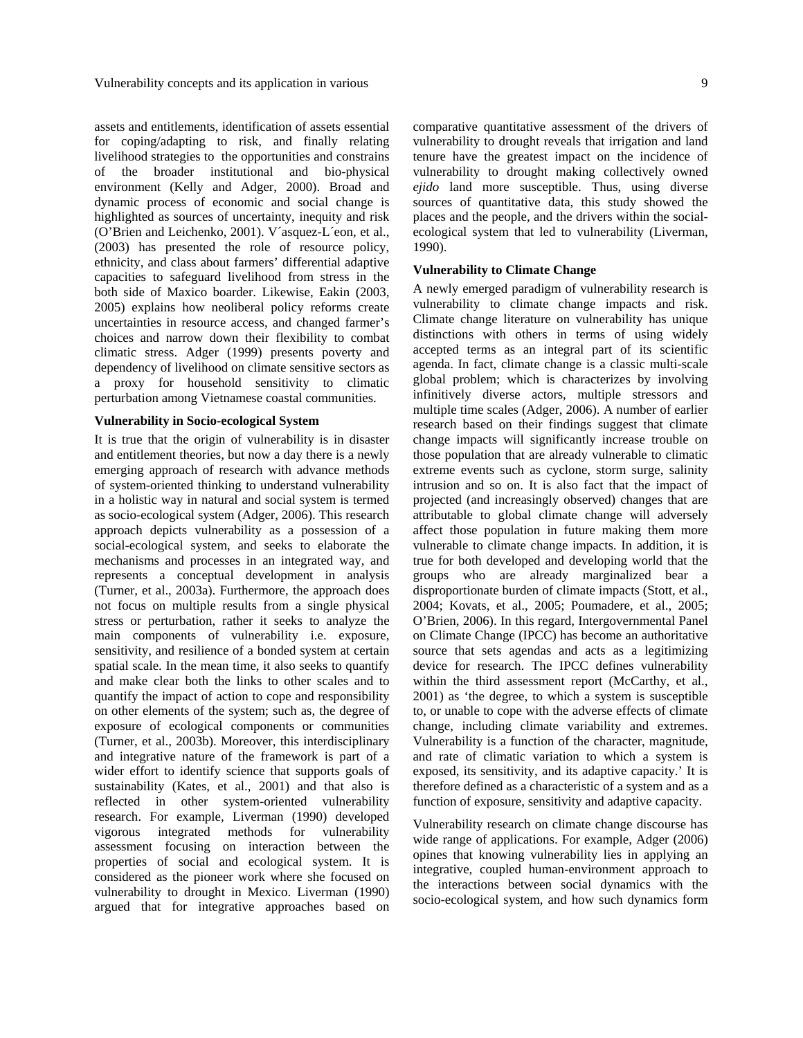assets and entitlements, identification of assets essential for coping/adapting to risk, and finally relating livelihood strategies to the opportunities and constrains of the broader institutional and bio-physical environment (Kelly and Adger, 2000). Broad and dynamic process of economic and social change is highlighted as sources of uncertainty, inequity and risk (O'Brien and Leichenko, 2001). V´asquez-L´eon, et al., (2003) has presented the role of resource policy, ethnicity, and class about farmers' differential adaptive capacities to safeguard livelihood from stress in the both side of Maxico boarder. Likewise, Eakin (2003, 2005) explains how neoliberal policy reforms create uncertainties in resource access, and changed farmer's choices and narrow down their flexibility to combat climatic stress. Adger (1999) presents poverty and dependency of livelihood on climate sensitive sectors as a proxy for household sensitivity to climatic perturbation among Vietnamese coastal communities.

#### Vulnerability in Socio-ecological System

It is true that the origin of vulnerability is in disaster and entitlement theories, but now a day there is a newly emerging approach of research with advance methods of system-oriented thinking to understand vulnerability in a holistic way in natural and social system is termed as socio-ecological system (Adger, 2006). This research approach depicts vulnerability as a possession of a social-ecological system, and seeks to elaborate the mechanisms and processes in an integrated way, and represents a conceptual development in analysis (Turner, et al., 2003a). Furthermore, the approach does not focus on multiple results from a single physical stress or perturbation, rather it seeks to analyze the main components of vulnerability i.e. exposure, sensitivity, and resilience of a bonded system at certain spatial scale. In the mean time, it also seeks to quantify and make clear both the links to other scales and to quantify the impact of action to cope and responsibility on other elements of the system; such as, the degree of exposure of ecological components or communities (Turner, et al., 2003b). Moreover, this interdisciplinary and integrative nature of the framework is part of a wider effort to identify science that supports goals of sustainability (Kates, et al., 2001) and that also is reflected in other system-oriented vulnerability research. For example, Liverman (1990) developed vigorous integrated methods for vulnerability assessment focusing on interaction between the properties of social and ecological system. It is considered as the pioneer work where she focused on vulnerability to drought in Mexico. Liverman (1990) argued that for integrative approaches based on comparative quantitative assessment of the drivers of vulnerability to drought reveals that irrigation and land tenure have the greatest impact on the incidence of vulnerability to drought making collectively owned *ejido* land more susceptible. Thus, using diverse sources of quantitative data, this study showed the places and the people, and the drivers within the social-ecological system that led to vulnerability (Liverman, 1990).

#### Vulnerability to Climate Change

A newly emerged paradigm of vulnerability research is vulnerability to climate change impacts and risk. Climate change literature on vulnerability has unique distinctions with others in terms of using widely accepted terms as an integral part of its scientific agenda. In fact, climate change is a classic multi-scale global problem; which is characterizes by involving infinitively diverse actors, multiple stressors and multiple time scales (Adger, 2006). A number of earlier research based on their findings suggest that climate change impacts will significantly increase trouble on those population that are already vulnerable to climatic extreme events such as cyclone, storm surge, salinity intrusion and so on. It is also fact that the impact of projected (and increasingly observed) changes that are attributable to global climate change will adversely affect those population in future making them more vulnerable to climate change impacts. In addition, it is true for both developed and developing world that the groups who are already marginalized bear a disproportionate burden of climate impacts (Stott, et al., 2004; Kovats, et al., 2005; Poumadere, et al., 2005; O'Brien, 2006). In this regard, Intergovernmental Panel on Climate Change (IPCC) has become an authoritative source that sets agendas and acts as a legitimizing device for research. The IPCC defines vulnerability within the third assessment report (McCarthy, et al., 2001) as 'the degree, to which a system is susceptible to, or unable to cope with the adverse effects of climate change, including climate variability and extremes. Vulnerability is a function of the character, magnitude, and rate of climatic variation to which a system is exposed, its sensitivity, and its adaptive capacity.' It is therefore defined as a characteristic of a system and as a function of exposure, sensitivity and adaptive capacity.

Vulnerability research on climate change discourse has wide range of applications. For example, Adger (2006) opines that knowing vulnerability lies in applying an integrative, coupled human-environment approach to the interactions between social dynamics with the socio-ecological system, and how such dynamics form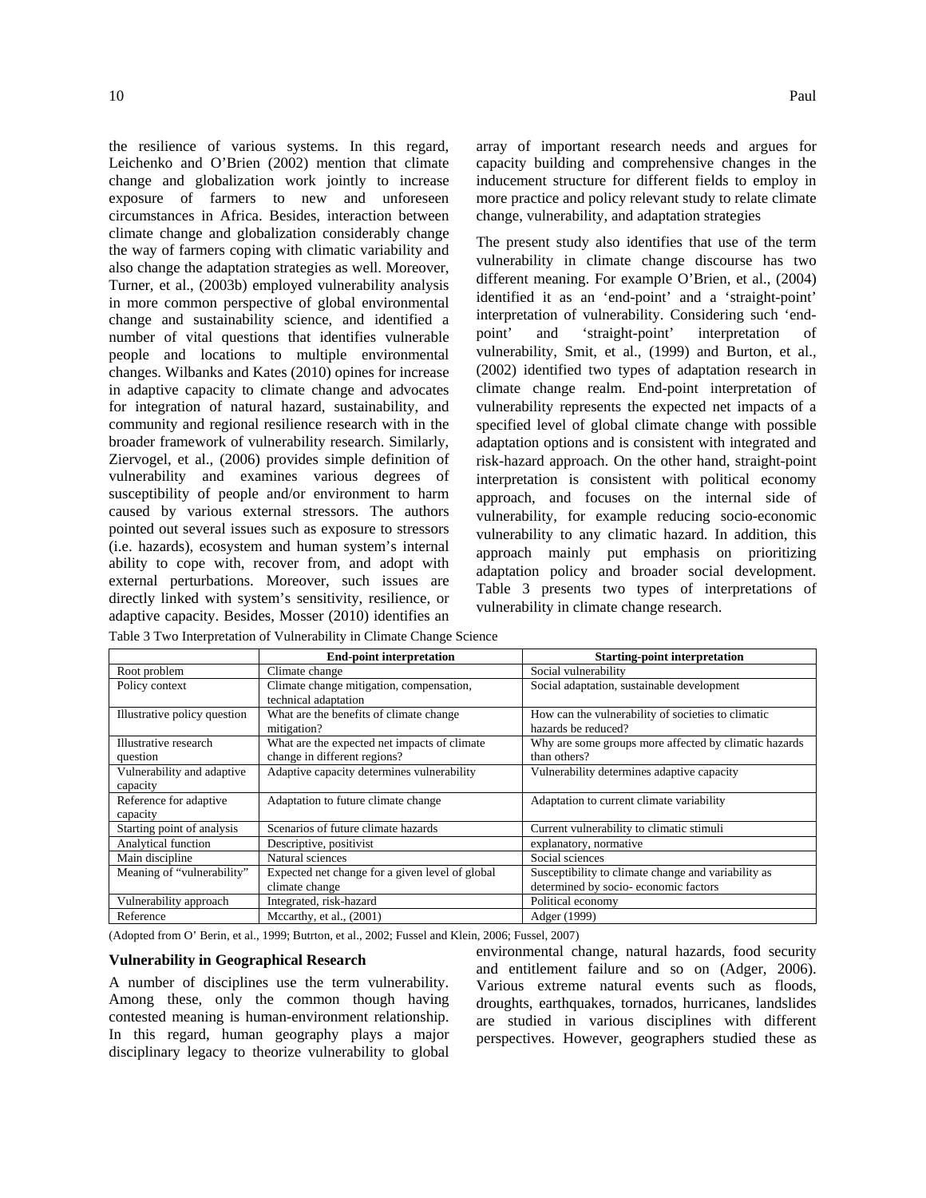the resilience of various systems. In this regard, Leichenko and O'Brien (2002) mention that climate change and globalization work jointly to increase exposure of farmers to new and unforeseen circumstances in Africa. Besides, interaction between climate change and globalization considerably change the way of farmers coping with climatic variability and also change the adaptation strategies as well. Moreover, Turner, et al., (2003b) employed vulnerability analysis in more common perspective of global environmental change and sustainability science, and identified a number of vital questions that identifies vulnerable people and locations to multiple environmental changes. Wilbanks and Kates (2010) opines for increase in adaptive capacity to climate change and advocates for integration of natural hazard, sustainability, and community and regional resilience research with in the broader framework of vulnerability research. Similarly, Ziervogel, et al., (2006) provides simple definition of vulnerability and examines various degrees of susceptibility of people and/or environment to harm caused by various external stressors. The authors pointed out several issues such as exposure to stressors (i.e. hazards), ecosystem and human system's internal ability to cope with, recover from, and adopt with external perturbations. Moreover, such issues are directly linked with system's sensitivity, resilience, or adaptive capacity. Besides, Mosser (2010) identifies an array of important research needs and argues for capacity building and comprehensive changes in the inducement structure for different fields to employ in more practice and policy relevant study to relate climate change, vulnerability, and adaptation strategies

The present study also identifies that use of the term vulnerability in climate change discourse has two different meaning. For example O'Brien, et al., (2004) identified it as an 'end-point' and a 'straight-point' interpretation of vulnerability. Considering such 'end-point' and 'straight-point' interpretation of vulnerability, Smit, et al., (1999) and Burton, et al., (2002) identified two types of adaptation research in climate change realm. End-point interpretation of vulnerability represents the expected net impacts of a specified level of global climate change with possible adaptation options and is consistent with integrated and risk-hazard approach. On the other hand, straight-point interpretation is consistent with political economy approach, and focuses on the internal side of vulnerability, for example reducing socio-economic vulnerability to any climatic hazard. In addition, this approach mainly put emphasis on prioritizing adaptation policy and broader social development. Table 3 presents two types of interpretations of vulnerability in climate change research.

Table 3 Two Interpretation of Vulnerability in Climate Change Science

| | **End-point interpretation** | **Starting-point interpretation** |
|---|---|---|
| Root problem | Climate change | Social vulnerability |
| Policy context | Climate change mitigation, compensation, technical adaptation | Social adaptation, sustainable development |
| Illustrative policy question | What are the benefits of climate change mitigation? | How can the vulnerability of societies to climatic hazards be reduced? |
| Illustrative research question | What are the expected net impacts of climate change in different regions? | Why are some groups more affected by climatic hazards than others? |
| Vulnerability and adaptive capacity | Adaptive capacity determines vulnerability | Vulnerability determines adaptive capacity |
| Reference for adaptive capacity | Adaptation to future climate change | Adaptation to current climate variability |
| Starting point of analysis | Scenarios of future climate hazards | Current vulnerability to climatic stimuli |
| Analytical function | Descriptive, positivist | explanatory, normative |
| Main discipline | Natural sciences | Social sciences |
| Meaning of "vulnerability" | Expected net change for a given level of global climate change | Susceptibility to climate change and variability as determined by socio- economic factors |
| Vulnerability approach | Integrated, risk-hazard | Political economy |
| Reference | Mccarthy, et al., (2001) | Adger (1999) |

(Adopted from O' Berin, et al., 1999; Butrton, et al., 2002; Fussel and Klein, 2006; Fussel, 2007)

### Vulnerability in Geographical Research

A number of disciplines use the term vulnerability. Among these, only the common though having contested meaning is human-environment relationship. In this regard, human geography plays a major disciplinary legacy to theorize vulnerability to global environmental change, natural hazards, food security and entitlement failure and so on (Adger, 2006). Various extreme natural events such as floods, droughts, earthquakes, tornados, hurricanes, landslides are studied in various disciplines with different perspectives. However, geographers studied these as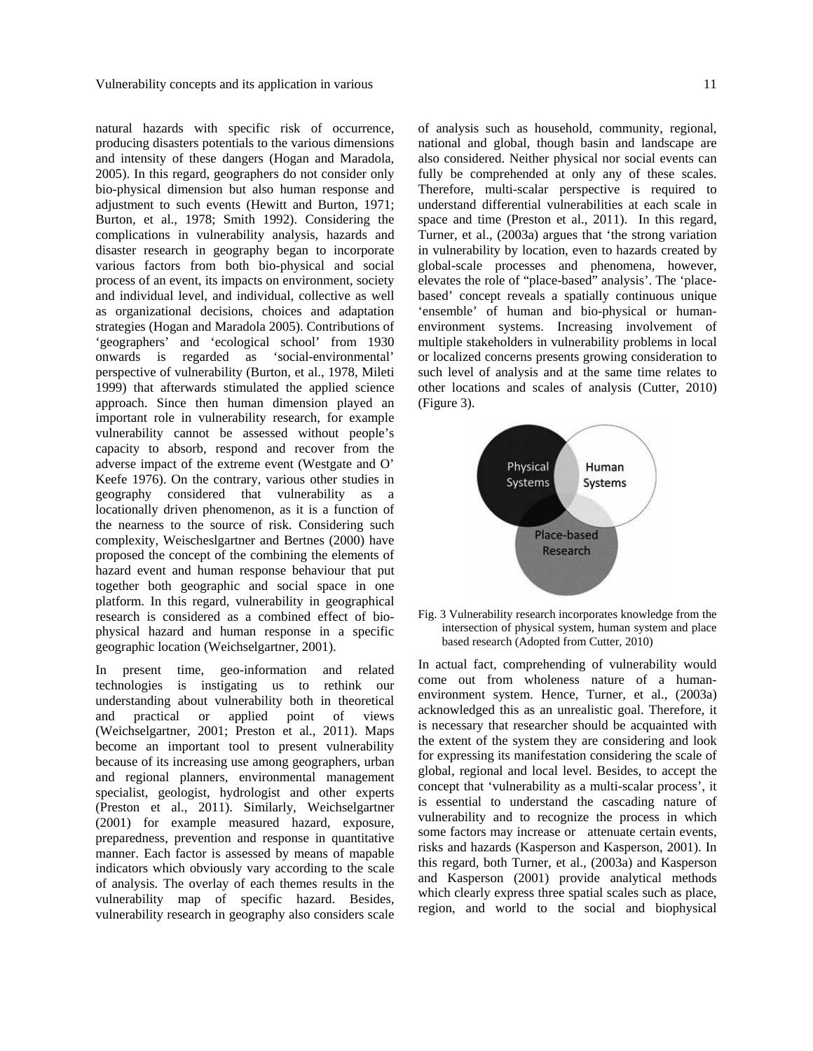natural hazards with specific risk of occurrence, producing disasters potentials to the various dimensions and intensity of these dangers (Hogan and Maradola, 2005). In this regard, geographers do not consider only bio-physical dimension but also human response and adjustment to such events (Hewitt and Burton, 1971; Burton, et al., 1978; Smith 1992). Considering the complications in vulnerability analysis, hazards and disaster research in geography began to incorporate various factors from both bio-physical and social process of an event, its impacts on environment, society and individual level, and individual, collective as well as organizational decisions, choices and adaptation strategies (Hogan and Maradola 2005). Contributions of 'geographers' and 'ecological school' from 1930 onwards is regarded as 'social-environmental' perspective of vulnerability (Burton, et al., 1978, Mileti 1999) that afterwards stimulated the applied science approach. Since then human dimension played an important role in vulnerability research, for example vulnerability cannot be assessed without people's capacity to absorb, respond and recover from the adverse impact of the extreme event (Westgate and O' Keefe 1976). On the contrary, various other studies in geography considered that vulnerability as a locationally driven phenomenon, as it is a function of the nearness to the source of risk. Considering such complexity, Weischeslgartner and Bertnes (2000) have proposed the concept of the combining the elements of hazard event and human response behaviour that put together both geographic and social space in one platform. In this regard, vulnerability in geographical research is considered as a combined effect of bio-physical hazard and human response in a specific geographic location (Weichselgartner, 2001).

In present time, geo-information and related technologies is instigating us to rethink our understanding about vulnerability both in theoretical and practical or applied point of views (Weichselgartner, 2001; Preston et al., 2011). Maps become an important tool to present vulnerability because of its increasing use among geographers, urban and regional planners, environmental management specialist, geologist, hydrologist and other experts (Preston et al., 2011). Similarly, Weichselgartner (2001) for example measured hazard, exposure, preparedness, prevention and response in quantitative manner. Each factor is assessed by means of mapable indicators which obviously vary according to the scale of analysis. The overlay of each themes results in the vulnerability map of specific hazard. Besides, vulnerability research in geography also considers scale of analysis such as household, community, regional, national and global, though basin and landscape are also considered. Neither physical nor social events can fully be comprehended at only any of these scales. Therefore, multi-scalar perspective is required to understand differential vulnerabilities at each scale in space and time (Preston et al., 2011). In this regard, Turner, et al., (2003a) argues that 'the strong variation in vulnerability by location, even to hazards created by global-scale processes and phenomena, however, elevates the role of "place-based" analysis'. The 'place-based' concept reveals a spatially continuous unique 'ensemble' of human and bio-physical or human-environment systems. Increasing involvement of multiple stakeholders in vulnerability problems in local or localized concerns presents growing consideration to such level of analysis and at the same time relates to other locations and scales of analysis (Cutter, 2010) (Figure 3).

Fig. 3 Vulnerability research incorporates knowledge from the intersection of physical system, human system and place based research (Adopted from Cutter, 2010)

In actual fact, comprehending of vulnerability would come out from wholeness nature of a human-environment system. Hence, Turner, et al., (2003a) acknowledged this as an unrealistic goal. Therefore, it is necessary that researcher should be acquainted with the extent of the system they are considering and look for expressing its manifestation considering the scale of global, regional and local level. Besides, to accept the concept that 'vulnerability as a multi-scalar process', it is essential to understand the cascading nature of vulnerability and to recognize the process in which some factors may increase or attenuate certain events, risks and hazards (Kasperson and Kasperson, 2001). In this regard, both Turner, et al., (2003a) and Kasperson and Kasperson (2001) provide analytical methods which clearly express three spatial scales such as place, region, and world to the social and biophysical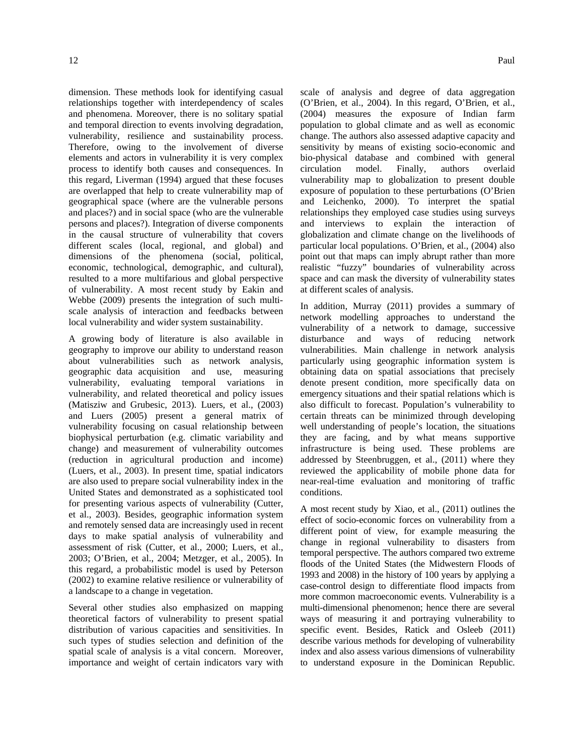dimension. These methods look for identifying casual relationships together with interdependency of scales and phenomena. Moreover, there is no solitary spatial and temporal direction to events involving degradation, vulnerability, resilience and sustainability process. Therefore, owing to the involvement of diverse elements and actors in vulnerability it is very complex process to identify both causes and consequences. In this regard, Liverman (1994) argued that these focuses are overlapped that help to create vulnerability map of geographical space (where are the vulnerable persons and places?) and in social space (who are the vulnerable persons and places?). Integration of diverse components in the causal structure of vulnerability that covers different scales (local, regional, and global) and dimensions of the phenomena (social, political, economic, technological, demographic, and cultural), resulted to a more multifarious and global perspective of vulnerability. A most recent study by Eakin and Webbe (2009) presents the integration of such multi-scale analysis of interaction and feedbacks between local vulnerability and wider system sustainability.

A growing body of literature is also available in geography to improve our ability to understand reason about vulnerabilities such as network analysis, geographic data acquisition and use, measuring vulnerability, evaluating temporal variations in vulnerability, and related theoretical and policy issues (Matisziw and Grubesic, 2013). Luers, et al., (2003) and Luers (2005) present a general matrix of vulnerability focusing on casual relationship between biophysical perturbation (e.g. climatic variability and change) and measurement of vulnerability outcomes (reduction in agricultural production and income) (Luers, et al., 2003). In present time, spatial indicators are also used to prepare social vulnerability index in the United States and demonstrated as a sophisticated tool for presenting various aspects of vulnerability (Cutter, et al., 2003). Besides, geographic information system and remotely sensed data are increasingly used in recent days to make spatial analysis of vulnerability and assessment of risk (Cutter, et al., 2000; Luers, et al., 2003; O'Brien, et al., 2004; Metzger, et al., 2005). In this regard, a probabilistic model is used by Peterson (2002) to examine relative resilience or vulnerability of a landscape to a change in vegetation.

Several other studies also emphasized on mapping theoretical factors of vulnerability to present spatial distribution of various capacities and sensitivities. In such types of studies selection and definition of the spatial scale of analysis is a vital concern. Moreover, importance and weight of certain indicators vary with scale of analysis and degree of data aggregation (O'Brien, et al., 2004). In this regard, O'Brien, et al., (2004) measures the exposure of Indian farm population to global climate and as well as economic change. The authors also assessed adaptive capacity and sensitivity by means of existing socio-economic and bio-physical database and combined with general circulation model. Finally, authors overlaid vulnerability map to globalization to present double exposure of population to these perturbations (O'Brien and Leichenko, 2000). To interpret the spatial relationships they employed case studies using surveys and interviews to explain the interaction of globalization and climate change on the livelihoods of particular local populations. O'Brien, et al., (2004) also point out that maps can imply abrupt rather than more realistic "fuzzy" boundaries of vulnerability across space and can mask the diversity of vulnerability states at different scales of analysis.

In addition, Murray (2011) provides a summary of network modelling approaches to understand the vulnerability of a network to damage, successive disturbance and ways of reducing network vulnerabilities. Main challenge in network analysis particularly using geographic information system is obtaining data on spatial associations that precisely denote present condition, more specifically data on emergency situations and their spatial relations which is also difficult to forecast. Population's vulnerability to certain threats can be minimized through developing well understanding of people's location, the situations they are facing, and by what means supportive infrastructure is being used. These problems are addressed by Steenbruggen, et al., (2011) where they reviewed the applicability of mobile phone data for near-real-time evaluation and monitoring of traffic conditions.

A most recent study by Xiao, et al., (2011) outlines the effect of socio-economic forces on vulnerability from a different point of view, for example measuring the change in regional vulnerability to disasters from temporal perspective. The authors compared two extreme floods of the United States (the Midwestern Floods of 1993 and 2008) in the history of 100 years by applying a case-control design to differentiate flood impacts from more common macroeconomic events. Vulnerability is a multi-dimensional phenomenon; hence there are several ways of measuring it and portraying vulnerability to specific event. Besides, Ratick and Osleeb (2011) describe various methods for developing of vulnerability index and also assess various dimensions of vulnerability to understand exposure in the Dominican Republic.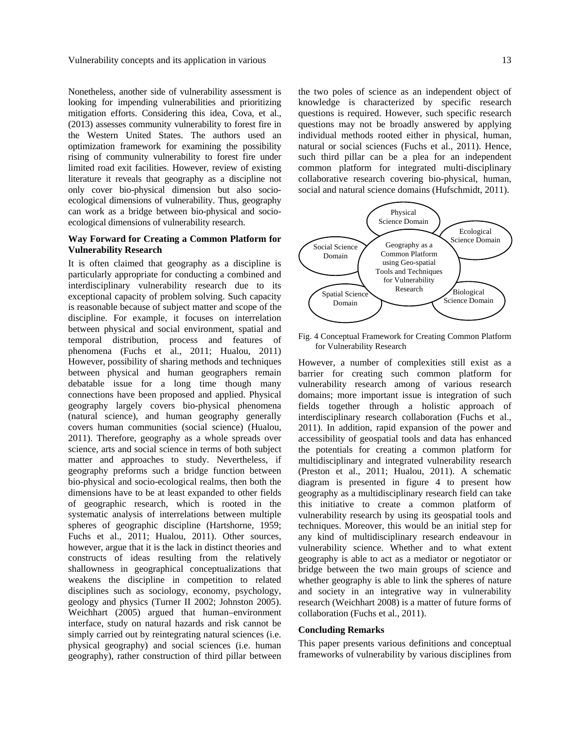Nonetheless, another side of vulnerability assessment is looking for impending vulnerabilities and prioritizing mitigation efforts. Considering this idea, Cova, et al., (2013) assesses community vulnerability to forest fire in the Western United States. The authors used an optimization framework for examining the possibility rising of community vulnerability to forest fire under limited road exit facilities. However, review of existing literature it reveals that geography as a discipline not only cover bio-physical dimension but also socio-ecological dimensions of vulnerability. Thus, geography can work as a bridge between bio-physical and socio-ecological dimensions of vulnerability research.

### Way Forward for Creating a Common Platform for Vulnerability Research

It is often claimed that geography as a discipline is particularly appropriate for conducting a combined and interdisciplinary vulnerability research due to its exceptional capacity of problem solving. Such capacity is reasonable because of subject matter and scope of the discipline. For example, it focuses on interrelation between physical and social environment, spatial and temporal distribution, process and features of phenomena (Fuchs et al., 2011; Hualou, 2011) However, possibility of sharing methods and techniques between physical and human geographers remain debatable issue for a long time though many connections have been proposed and applied. Physical geography largely covers bio-physical phenomena (natural science), and human geography generally covers human communities (social science) (Hualou, 2011). Therefore, geography as a whole spreads over science, arts and social science in terms of both subject matter and approaches to study. Nevertheless, if geography preforms such a bridge function between bio-physical and socio-ecological realms, then both the dimensions have to be at least expanded to other fields of geographic research, which is rooted in the systematic analysis of interrelations between multiple spheres of geographic discipline (Hartshorne, 1959; Fuchs et al., 2011; Hualou, 2011). Other sources, however, argue that it is the lack in distinct theories and constructs of ideas resulting from the relatively shallowness in geographical conceptualizations that weakens the discipline in competition to related disciplines such as sociology, economy, psychology, geology and physics (Turner II 2002; Johnston 2005). Weichhart (2005) argued that human–environment interface, study on natural hazards and risk cannot be simply carried out by reintegrating natural sciences (i.e. physical geography) and social sciences (i.e. human geography), rather construction of third pillar between the two poles of science as an independent object of knowledge is characterized by specific research questions is required. However, such specific research questions may not be broadly answered by applying individual methods rooted either in physical, human, natural or social sciences (Fuchs et al., 2011). Hence, such third pillar can be a plea for an independent common platform for integrated multi-disciplinary collaborative research covering bio-physical, human, social and natural science domains (Hufschmidt, 2011).

Physical Science Domain; Ecological Science Domain; Social Science Domain; Geography as a Common Platform using Geo-spatial Tools and Techniques for Vulnerability Research; Spatial Science Domain; Biological Science Domain

Fig. 4 Conceptual Framework for Creating Common Platform for Vulnerability Research

However, a number of complexities still exist as a barrier for creating such common platform for vulnerability research among of various research domains; more important issue is integration of such fields together through a holistic approach of interdisciplinary research collaboration (Fuchs et al., 2011). In addition, rapid expansion of the power and accessibility of geospatial tools and data has enhanced the potentials for creating a common platform for multidisciplinary and integrated vulnerability research (Preston et al., 2011; Hualou, 2011). A schematic diagram is presented in figure 4 to present how geography as a multidisciplinary research field can take this initiative to create a common platform of vulnerability research by using its geospatial tools and techniques. Moreover, this would be an initial step for any kind of multidisciplinary research endeavour in vulnerability science. Whether and to what extent geography is able to act as a mediator or negotiator or bridge between the two main groups of science and whether geography is able to link the spheres of nature and society in an integrative way in vulnerability research (Weichhart 2008) is a matter of future forms of collaboration (Fuchs et al., 2011).

### Concluding Remarks

This paper presents various definitions and conceptual frameworks of vulnerability by various disciplines from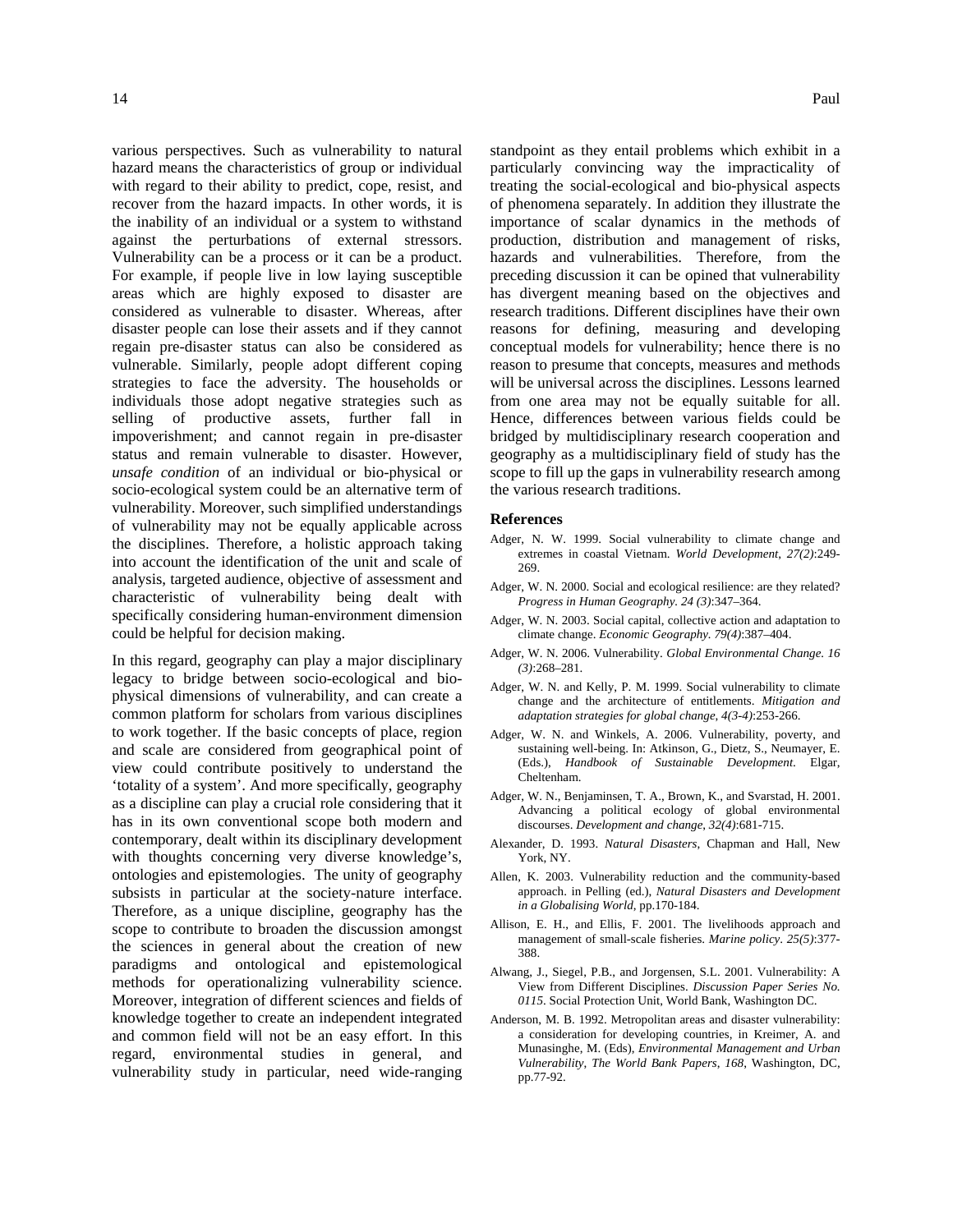various perspectives. Such as vulnerability to natural hazard means the characteristics of group or individual with regard to their ability to predict, cope, resist, and recover from the hazard impacts. In other words, it is the inability of an individual or a system to withstand against the perturbations of external stressors. Vulnerability can be a process or it can be a product. For example, if people live in low laying susceptible areas which are highly exposed to disaster are considered as vulnerable to disaster. Whereas, after disaster people can lose their assets and if they cannot regain pre-disaster status can also be considered as vulnerable. Similarly, people adopt different coping strategies to face the adversity. The households or individuals those adopt negative strategies such as selling of productive assets, further fall in impoverishment; and cannot regain in pre-disaster status and remain vulnerable to disaster. However, *unsafe condition* of an individual or bio-physical or socio-ecological system could be an alternative term of vulnerability. Moreover, such simplified understandings of vulnerability may not be equally applicable across the disciplines. Therefore, a holistic approach taking into account the identification of the unit and scale of analysis, targeted audience, objective of assessment and characteristic of vulnerability being dealt with specifically considering human-environment dimension could be helpful for decision making.

In this regard, geography can play a major disciplinary legacy to bridge between socio-ecological and bio-physical dimensions of vulnerability, and can create a common platform for scholars from various disciplines to work together. If the basic concepts of place, region and scale are considered from geographical point of view could contribute positively to understand the 'totality of a system'. And more specifically, geography as a discipline can play a crucial role considering that it has in its own conventional scope both modern and contemporary, dealt within its disciplinary development with thoughts concerning very diverse knowledge's, ontologies and epistemologies. The unity of geography subsists in particular at the society-nature interface. Therefore, as a unique discipline, geography has the scope to contribute to broaden the discussion amongst the sciences in general about the creation of new paradigms and ontological and epistemological methods for operationalizing vulnerability science. Moreover, integration of different sciences and fields of knowledge together to create an independent integrated and common field will not be an easy effort. In this regard, environmental studies in general, and vulnerability study in particular, need wide-ranging standpoint as they entail problems which exhibit in a particularly convincing way the impracticality of treating the social-ecological and bio-physical aspects of phenomena separately. In addition they illustrate the importance of scalar dynamics in the methods of production, distribution and management of risks, hazards and vulnerabilities. Therefore, from the preceding discussion it can be opined that vulnerability has divergent meaning based on the objectives and research traditions. Different disciplines have their own reasons for defining, measuring and developing conceptual models for vulnerability; hence there is no reason to presume that concepts, measures and methods will be universal across the disciplines. Lessons learned from one area may not be equally suitable for all. Hence, differences between various fields could be bridged by multidisciplinary research cooperation and geography as a multidisciplinary field of study has the scope to fill up the gaps in vulnerability research among the various research traditions.

## References

Adger, N. W. 1999. Social vulnerability to climate change and extremes in coastal Vietnam. *World Development*, *27(2)*:249-269.

Adger, W. N. 2000. Social and ecological resilience: are they related? *Progress in Human Geography. 24 (3)*:347–364.

Adger, W. N. 2003. Social capital, collective action and adaptation to climate change. *Economic Geography. 79(4)*:387–404.

Adger, W. N. 2006. Vulnerability. *Global Environmental Change. 16 (3)*:268–281.

Adger, W. N. and Kelly, P. M. 1999. Social vulnerability to climate change and the architecture of entitlements. *Mitigation and adaptation strategies for global change*, *4(3-4)*:253-266.

Adger, W. N. and Winkels, A. 2006. Vulnerability, poverty, and sustaining well-being. In: Atkinson, G., Dietz, S., Neumayer, E. (Eds.), *Handbook of Sustainable Development*. Elgar, Cheltenham.

Adger, W. N., Benjaminsen, T. A., Brown, K., and Svarstad, H. 2001. Advancing a political ecology of global environmental discourses. *Development and change*, *32(4)*:681-715.

Alexander, D. 1993. *Natural Disasters*, Chapman and Hall, New York, NY.

Allen, K. 2003. Vulnerability reduction and the community-based approach. in Pelling (ed.), *Natural Disasters and Development in a Globalising World*, pp.170-184.

Allison, E. H., and Ellis, F. 2001. The livelihoods approach and management of small-scale fisheries. *Marine policy*. *25(5)*:377-388.

Alwang, J., Siegel, P.B., and Jorgensen, S.L. 2001. Vulnerability: A View from Different Disciplines. *Discussion Paper Series No. 0115*. Social Protection Unit, World Bank, Washington DC.

Anderson, M. B. 1992. Metropolitan areas and disaster vulnerability: a consideration for developing countries, in Kreimer, A. and Munasinghe, M. (Eds), *Environmental Management and Urban Vulnerability*, *The World Bank Papers*, *168*, Washington, DC, pp.77-92.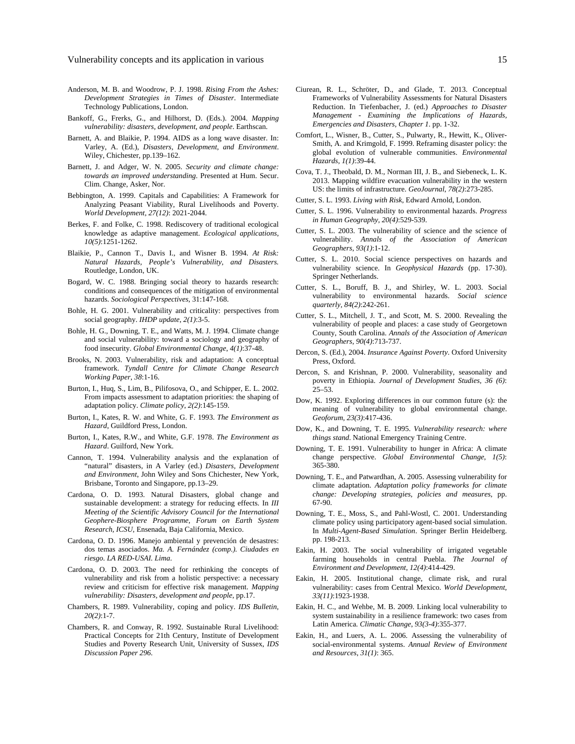Anderson, M. B. and Woodrow, P. J. 1998. *Rising From the Ashes: Development Strategies in Times of Disaster*. Intermediate Technology Publications, London.

Bankoff, G., Frerks, G., and Hilhorst, D. (Eds.). 2004. *Mapping vulnerability: disasters, development, and people*. Earthscan.

Barnett, A. and Blaikie, P. 1994. AIDS as a long wave disaster. In: Varley, A. (Ed.), *Disasters, Development, and Environment*. Wiley, Chichester, pp.139–162.

Barnett, J. and Adger, W. N. 2005. *Security and climate change: towards an improved understanding*. Presented at Hum. Secur. Clim. Change, Asker, Nor.

Bebbington, A. 1999. Capitals and Capabilities: A Framework for Analyzing Peasant Viability, Rural Livelihoods and Poverty. *World Development, 27(12)*: 2021-2044.

Berkes, F. and Folke, C. 1998. Rediscovery of traditional ecological knowledge as adaptive management. *Ecological applications, 10(5)*:1251-1262.

Blaikie, P., Cannon T., Davis I., and Wisner B. 1994. *At Risk: Natural Hazards, People's Vulnerability, and Disasters.* Routledge, London, UK.

Bogard, W. C. 1988. Bringing social theory to hazards research: conditions and consequences of the mitigation of environmental hazards. *Sociological Perspectives*, 31:147-168.

Bohle, H. G. 2001. Vulnerability and criticality: perspectives from social geography. *IHDP update, 2(1)*:3-5.

Bohle, H. G., Downing, T. E., and Watts, M. J. 1994. Climate change and social vulnerability: toward a sociology and geography of food insecurity. *Global Environmental Change, 4(1)*:37-48.

Brooks, N. 2003. Vulnerability, risk and adaptation: A conceptual framework. *Tyndall Centre for Climate Change Research Working Paper, 38*:1-16.

Burton, I., Huq, S., Lim, B., Pilifosova, O., and Schipper, E. L. 2002. From impacts assessment to adaptation priorities: the shaping of adaptation policy. *Climate policy, 2(2)*:145-159.

Burton, I., Kates, R. W. and White, G. F. 1993. *The Environment as Hazard*, Guildford Press, London.

Burton, I., Kates, R.W., and White, G.F. 1978. *The Environment as Hazard*. Guilford, New York.

Cannon, T. 1994. Vulnerability analysis and the explanation of "natural" disasters, in A Varley (ed.) *Disasters, Development and Environment*, John Wiley and Sons Chichester, New York, Brisbane, Toronto and Singapore, pp.13–29.

Cardona, O. D. 1993. Natural Disasters, global change and sustainable development: a strategy for reducing effects. In *III Meeting of the Scientific Advisory Council for the International Geophere-Biosphere Programme, Forum on Earth System Research, ICSU*, Ensenada, Baja California, Mexico.

Cardona, O. D. 1996. Manejo ambiental y prevención de desastres: dos temas asociados. *Ma. A. Fernández (comp.). Ciudades en riesgo. LA RED-USAI. Lima*.

Cardona, O. D. 2003. The need for rethinking the concepts of vulnerability and risk from a holistic perspective: a necessary review and criticism for effective risk management. *Mapping vulnerability: Disasters, development and people*, pp.17.

Chambers, R. 1989. Vulnerability, coping and policy. *IDS Bulletin, 20(2)*:1-7.

Chambers, R. and Conway, R. 1992. Sustainable Rural Livelihood: Practical Concepts for 21th Century, Institute of Development Studies and Poverty Research Unit, University of Sussex, *IDS Discussion Paper 296*.

Ciurean, R. L., Schröter, D., and Glade, T. 2013. Conceptual Frameworks of Vulnerability Assessments for Natural Disasters Reduction. In Tiefenbacher, J. (ed.) *Approaches to Disaster Management - Examining the Implications of Hazards, Emergencies and Disasters, Chapter 1*. pp. 1-32.

Comfort, L., Wisner, B., Cutter, S., Pulwarty, R., Hewitt, K., Oliver-Smith, A. and Krimgold, F. 1999. Reframing disaster policy: the global evolution of vulnerable communities. *Environmental Hazards, 1(1)*:39-44.

Cova, T. J., Theobald, D. M., Norman III, J. B., and Siebeneck, L. K. 2013. Mapping wildfire evacuation vulnerability in the western US: the limits of infrastructure. *GeoJournal, 78(2)*:273-285.

Cutter, S. L. 1993. *Living with Risk*, Edward Arnold, London.

Cutter, S. L. 1996. Vulnerability to environmental hazards. *Progress in Human Geography, 20(4)*:529-539.

Cutter, S. L. 2003. The vulnerability of science and the science of vulnerability. *Annals of the Association of American Geographers, 93(1)*:1-12.

Cutter, S. L. 2010. Social science perspectives on hazards and vulnerability science. In *Geophysical Hazards* (pp. 17-30). Springer Netherlands.

Cutter, S. L., Boruff, B. J., and Shirley, W. L. 2003. Social vulnerability to environmental hazards. *Social science quarterly, 84(2)*:242-261.

Cutter, S. L., Mitchell, J. T., and Scott, M. S. 2000. Revealing the vulnerability of people and places: a case study of Georgetown County, South Carolina. *Annals of the Association of American Geographers, 90(4)*:713-737.

Dercon, S. (Ed.), 2004. *Insurance Against Poverty*. Oxford University Press, Oxford.

Dercon, S. and Krishnan, P. 2000. Vulnerability, seasonality and poverty in Ethiopia. *Journal of Development Studies, 36 (6)*: 25–53.

Dow, K. 1992. Exploring differences in our common future (s): the meaning of vulnerability to global environmental change. *Geoforum, 23(3)*:417-436.

Dow, K., and Downing, T. E. 1995. *Vulnerability research: where things stand*. National Emergency Training Centre.

Downing, T. E. 1991. Vulnerability to hunger in Africa: A climate change perspective. *Global Environmental Change, 1(5)*: 365-380.

Downing, T. E., and Patwardhan, A. 2005. Assessing vulnerability for climate adaptation. *Adaptation policy frameworks for climate change: Developing strategies, policies and measures*, pp. 67-90.

Downing, T. E., Moss, S., and Pahl-Wostl, C. 2001. Understanding climate policy using participatory agent-based social simulation. In *Multi-Agent-Based Simulation*. Springer Berlin Heidelberg. pp. 198-213.

Eakin, H. 2003. The social vulnerability of irrigated vegetable farming households in central Puebla. *The Journal of Environment and Development, 12(4)*:414-429.

Eakin, H. 2005. Institutional change, climate risk, and rural vulnerability: cases from Central Mexico. *World Development, 33(11)*:1923-1938.

Eakin, H. C., and Wehbe, M. B. 2009. Linking local vulnerability to system sustainability in a resilience framework: two cases from Latin America. *Climatic Change, 93(3-4)*:355-377.

Eakin, H., and Luers, A. L. 2006. Assessing the vulnerability of social-environmental systems. *Annual Review of Environment and Resources, 31(1)*: 365.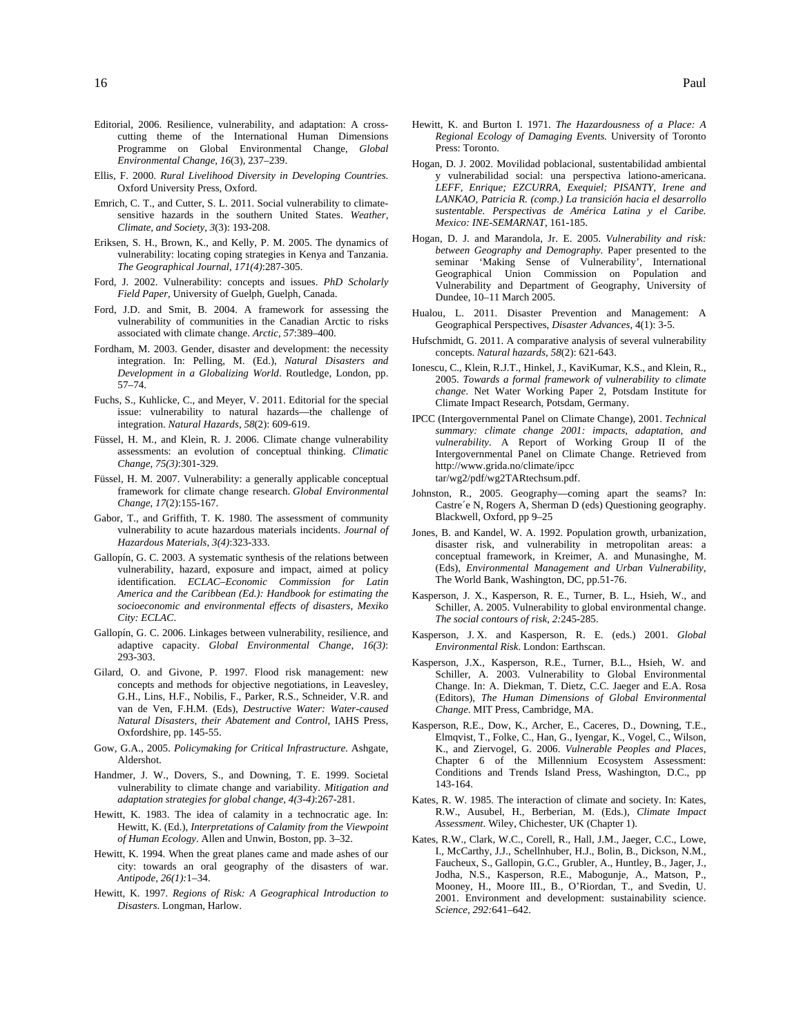Editorial, 2006. Resilience, vulnerability, and adaptation: A cross-cutting theme of the International Human Dimensions Programme on Global Environmental Change, *Global Environmental Change, 16*(3), 237–239.

Ellis, F. 2000. *Rural Livelihood Diversity in Developing Countries*. Oxford University Press, Oxford.

Emrich, C. T., and Cutter, S. L. 2011. Social vulnerability to climate-sensitive hazards in the southern United States. *Weather, Climate, and Society*, *3*(3): 193-208.

Eriksen, S. H., Brown, K., and Kelly, P. M. 2005. The dynamics of vulnerability: locating coping strategies in Kenya and Tanzania. *The Geographical Journal*, *171(4)*:287-305.

Ford, J. 2002. Vulnerability: concepts and issues. *PhD Scholarly Field Paper*, University of Guelph, Guelph, Canada.

Ford, J.D. and Smit, B. 2004. A framework for assessing the vulnerability of communities in the Canadian Arctic to risks associated with climate change. *Arctic*, *57*:389–400.

Fordham, M. 2003. Gender, disaster and development: the necessity integration. In: Pelling, M. (Ed.), *Natural Disasters and Development in a Globalizing World*. Routledge, London, pp. 57–74.

Fuchs, S., Kuhlicke, C., and Meyer, V. 2011. Editorial for the special issue: vulnerability to natural hazards—the challenge of integration. *Natural Hazards*, *58*(2): 609-619.

Füssel, H. M., and Klein, R. J. 2006. Climate change vulnerability assessments: an evolution of conceptual thinking. *Climatic Change*, *75(3)*:301-329.

Füssel, H. M. 2007. Vulnerability: a generally applicable conceptual framework for climate change research. *Global Environmental Change*, *17*(2):155-167.

Gabor, T., and Griffith, T. K. 1980. The assessment of community vulnerability to acute hazardous materials incidents. *Journal of Hazardous Materials*, *3(4)*:323-333.

Gallopín, G. C. 2003. A systematic synthesis of the relations between vulnerability, hazard, exposure and impact, aimed at policy identification. *ECLAC–Economic Commission for Latin America and the Caribbean (Ed.): Handbook for estimating the socioeconomic and environmental effects of disasters, Mexiko City: ECLAC*.

Gallopín, G. C. 2006. Linkages between vulnerability, resilience, and adaptive capacity. *Global Environmental Change*, *16(3)*: 293-303.

Gilard, O. and Givone, P. 1997. Flood risk management: new concepts and methods for objective negotiations, in Leavesley, G.H., Lins, H.F., Nobilis, F., Parker, R.S., Schneider, V.R. and van de Ven, F.H.M. (Eds), *Destructive Water: Water-caused Natural Disasters, their Abatement and Control*, IAHS Press, Oxfordshire, pp. 145-55.

Gow, G.A., 2005. *Policymaking for Critical Infrastructure*. Ashgate, Aldershot.

Handmer, J. W., Dovers, S., and Downing, T. E. 1999. Societal vulnerability to climate change and variability. *Mitigation and adaptation strategies for global change*, *4(3-4)*:267-281.

Hewitt, K. 1983. The idea of calamity in a technocratic age. In: Hewitt, K. (Ed.), *Interpretations of Calamity from the Viewpoint of Human Ecology*. Allen and Unwin, Boston, pp. 3–32.

Hewitt, K. 1994. When the great planes came and made ashes of our city: towards an oral geography of the disasters of war. *Antipode*, *26(1)*:1–34.

Hewitt, K. 1997. *Regions of Risk: A Geographical Introduction to Disasters*. Longman, Harlow.

Hewitt, K. and Burton I. 1971. *The Hazardousness of a Place: A Regional Ecology of Damaging Events*. University of Toronto Press: Toronto.

Hogan, D. J. 2002. Movilidad poblacional, sustentabilidad ambiental y vulnerabilidad social: una perspectiva lationo-americana. *LEFF, Enrique; EZCURRA, Exequiel; PISANTY, Irene and LANKAO, Patricia R. (comp.) La transición hacia el desarrollo sustentable. Perspectivas de América Latina y el Caribe. Mexico: INE-SEMARNAT*, 161-185.

Hogan, D. J. and Marandola, Jr. E. 2005. *Vulnerability and risk: between Geography and Demography*. Paper presented to the seminar 'Making Sense of Vulnerability', International Geographical Union Commission on Population and Vulnerability and Department of Geography, University of Dundee, 10–11 March 2005.

Hualou, L. 2011. Disaster Prevention and Management: A Geographical Perspectives, *Disaster Advances*, 4(1): 3-5.

Hufschmidt, G. 2011. A comparative analysis of several vulnerability concepts. *Natural hazards*, *58*(2): 621-643.

Ionescu, C., Klein, R.J.T., Hinkel, J., KaviKumar, K.S., and Klein, R., 2005. *Towards a formal framework of vulnerability to climate change*. Net Water Working Paper 2, Potsdam Institute for Climate Impact Research, Potsdam, Germany.

IPCC (Intergovernmental Panel on Climate Change), 2001. *Technical summary: climate change 2001: impacts, adaptation, and vulnerability*. A Report of Working Group II of the Intergovernmental Panel on Climate Change. Retrieved from http://www.grida.no/climate/ipcc tar/wg2/pdf/wg2TARtechsum.pdf.

Johnston, R., 2005. Geography—coming apart the seams? In: Castre´e N, Rogers A, Sherman D (eds) Questioning geography. Blackwell, Oxford, pp 9–25

Jones, B. and Kandel, W. A. 1992. Population growth, urbanization, disaster risk, and vulnerability in metropolitan areas: a conceptual framework, in Kreimer, A. and Munasinghe, M. (Eds), *Environmental Management and Urban Vulnerability*, The World Bank, Washington, DC, pp.51-76.

Kasperson, J. X., Kasperson, R. E., Turner, B. L., Hsieh, W., and Schiller, A. 2005. Vulnerability to global environmental change. *The social contours of risk*, *2:*245-285.

Kasperson, J. X. and Kasperson, R. E. (eds.) 2001. *Global Environmental Risk*. London: Earthscan.

Kasperson, J.X., Kasperson, R.E., Turner, B.L., Hsieh, W. and Schiller, A. 2003. Vulnerability to Global Environmental Change. In: A. Diekman, T. Dietz, C.C. Jaeger and E.A. Rosa (Editors), *The Human Dimensions of Global Environmental Change*. MIT Press, Cambridge, MA.

Kasperson, R.E., Dow, K., Archer, E., Caceres, D., Downing, T.E., Elmqvist, T., Folke, C., Han, G., Iyengar, K., Vogel, C., Wilson, K., and Ziervogel, G. 2006. *Vulnerable Peoples and Places*, Chapter 6 of the Millennium Ecosystem Assessment: Conditions and Trends Island Press, Washington, D.C., pp 143-164.

Kates, R. W. 1985. The interaction of climate and society. In: Kates, R.W., Ausubel, H., Berberian, M. (Eds.), *Climate Impact Assessment*. Wiley, Chichester, UK (Chapter 1).

Kates, R.W., Clark, W.C., Corell, R., Hall, J.M., Jaeger, C.C., Lowe, I., McCarthy, J.J., Schellnhuber, H.J., Bolin, B., Dickson, N.M., Faucheux, S., Gallopin, G.C., Grubler, A., Huntley, B., Jager, J., Jodha, N.S., Kasperson, R.E., Mabogunje, A., Matson, P., Mooney, H., Moore III., B., O'Riordan, T., and Svedin, U. 2001. Environment and development: sustainability science. *Science, 292:*641–642.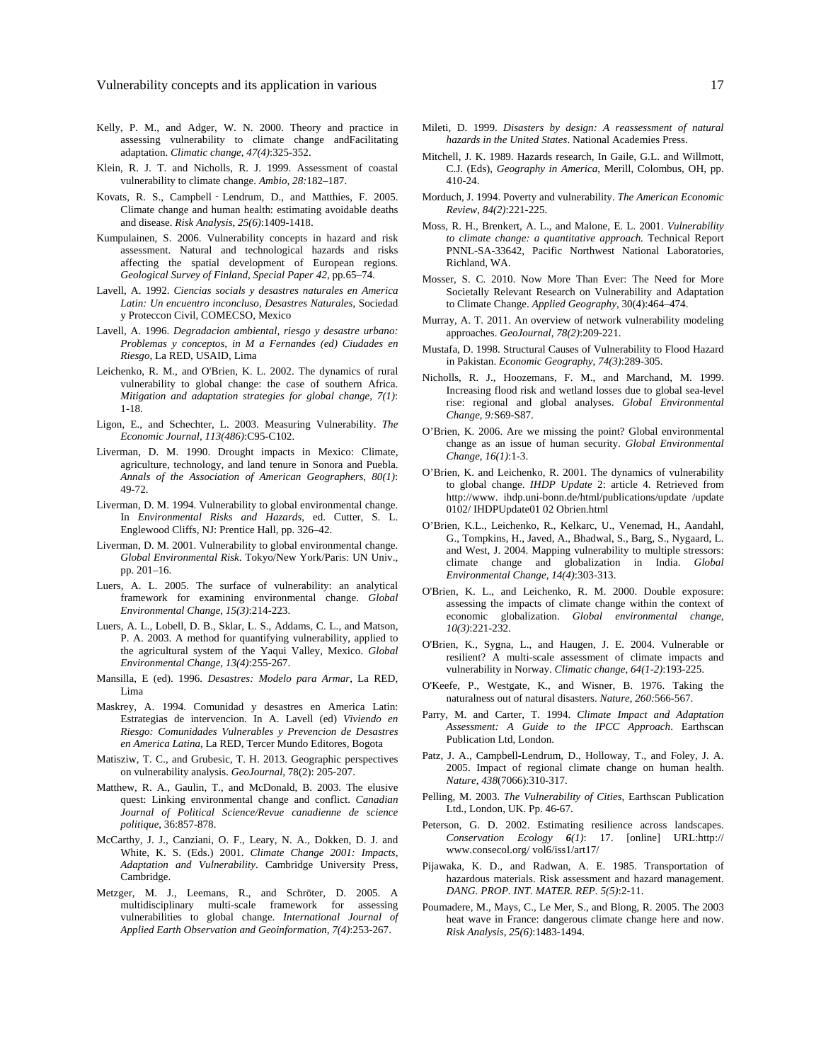Kelly, P. M., and Adger, W. N. 2000. Theory and practice in assessing vulnerability to climate change andFacilitating adaptation. *Climatic change, 47(4)*:325-352.

Klein, R. J. T. and Nicholls, R. J. 1999. Assessment of coastal vulnerability to climate change. *Ambio, 28*:182–187.

Kovats, R. S., Campbell ‐ Lendrum, D., and Matthies, F. 2005. Climate change and human health: estimating avoidable deaths and disease. *Risk Analysis, 25(6)*:1409-1418.

Kumpulainen, S. 2006. Vulnerability concepts in hazard and risk assessment. Natural and technological hazards and risks affecting the spatial development of European regions. *Geological Survey of Finland, Special Paper 42*, pp.65–74.

Lavell, A. 1992. *Ciencias socials y desastres naturales en America Latin: Un encuentro inconcluso, Desastres Naturales*, Sociedad y Proteccon Civil, COMECSO, Mexico

Lavell, A. 1996. *Degradacion ambiental, riesgo y desastre urbano: Problemas y conceptos, in M a Fernandes (ed) Ciudades en Riesgo*, La RED, USAID, Lima

Leichenko, R. M., and O'Brien, K. L. 2002. The dynamics of rural vulnerability to global change: the case of southern Africa. *Mitigation and adaptation strategies for global change, 7(1)*: 1-18.

Ligon, E., and Schechter, L. 2003. Measuring Vulnerability. *The Economic Journal, 113(486)*:C95-C102.

Liverman, D. M. 1990. Drought impacts in Mexico: Climate, agriculture, technology, and land tenure in Sonora and Puebla. *Annals of the Association of American Geographers, 80(1)*: 49-72.

Liverman, D. M. 1994. Vulnerability to global environmental change. In *Environmental Risks and Hazards*, ed. Cutter, S. L. Englewood Cliffs, NJ: Prentice Hall, pp. 326–42.

Liverman, D. M. 2001. Vulnerability to global environmental change. *Global Environmental Risk*. Tokyo/New York/Paris: UN Univ., pp. 201–16.

Luers, A. L. 2005. The surface of vulnerability: an analytical framework for examining environmental change. *Global Environmental Change, 15(3)*:214-223.

Luers, A. L., Lobell, D. B., Sklar, L. S., Addams, C. L., and Matson, P. A. 2003. A method for quantifying vulnerability, applied to the agricultural system of the Yaqui Valley, Mexico. *Global Environmental Change, 13(4)*:255-267.

Mansilla, E (ed). 1996. *Desastres: Modelo para Armar*, La RED, Lima

Maskrey, A. 1994. Comunidad y desastres en America Latin: Estrategias de intervencion. In A. Lavell (ed) *Viviendo en Riesgo: Comunidades Vulnerables y Prevencion de Desastres en America Latina*, La RED, Tercer Mundo Editores, Bogota

Matisziw, T. C., and Grubesic, T. H. 2013. Geographic perspectives on vulnerability analysis. *GeoJournal*, 78(2): 205-207.

Matthew, R. A., Gaulin, T., and McDonald, B. 2003. The elusive quest: Linking environmental change and conflict. *Canadian Journal of Political Science/Revue canadienne de science politique*, 36:857-878.

McCarthy, J. J., Canziani, O. F., Leary, N. A., Dokken, D. J. and White, K. S. (Eds.) 2001. *Climate Change 2001: Impacts, Adaptation and Vulnerability*. Cambridge University Press, Cambridge.

Metzger, M. J., Leemans, R., and Schröter, D. 2005. A multidisciplinary multi-scale framework for assessing vulnerabilities to global change. *International Journal of Applied Earth Observation and Geoinformation, 7(4)*:253-267.

Mileti, D. 1999. *Disasters by design: A reassessment of natural hazards in the United States*. National Academies Press.

Mitchell, J. K. 1989. Hazards research, In Gaile, G.L. and Willmott, C.J. (Eds), *Geography in America*, Merill, Colombus, OH, pp. 410-24.

Morduch, J. 1994. Poverty and vulnerability. *The American Economic Review, 84(2)*:221-225.

Moss, R. H., Brenkert, A. L., and Malone, E. L. 2001. *Vulnerability to climate change: a quantitative approach.* Technical Report PNNL-SA-33642, Pacific Northwest National Laboratories, Richland, WA.

Mosser, S. C. 2010. Now More Than Ever: The Need for More Societally Relevant Research on Vulnerability and Adaptation to Climate Change. *Applied Geography*, 30(4):464–474.

Murray, A. T. 2011. An overview of network vulnerability modeling approaches. *GeoJournal, 78(2)*:209-221.

Mustafa, D. 1998. Structural Causes of Vulnerability to Flood Hazard in Pakistan. *Economic Geography, 74(3)*:289-305.

Nicholls, R. J., Hoozemans, F. M., and Marchand, M. 1999. Increasing flood risk and wetland losses due to global sea-level rise: regional and global analyses. *Global Environmental Change, 9:*S69-S87.

O'Brien, K. 2006. Are we missing the point? Global environmental change as an issue of human security. *Global Environmental Change, 16(1)*:1-3.

O'Brien, K. and Leichenko, R. 2001. The dynamics of vulnerability to global change. *IHDP Update* 2: article 4. Retrieved from http://www. ihdp.uni-bonn.de/html/publications/update /update 0102/ IHDPUpdate01 02 Obrien.html

O'Brien, K.L., Leichenko, R., Kelkarc, U., Venemad, H., Aandahl, G., Tompkins, H., Javed, A., Bhadwal, S., Barg, S., Nygaard, L. and West, J. 2004. Mapping vulnerability to multiple stressors: climate change and globalization in India. *Global Environmental Change, 14(4)*:303-313.

O'Brien, K. L., and Leichenko, R. M. 2000. Double exposure: assessing the impacts of climate change within the context of economic globalization. *Global environmental change, 10(3)*:221-232.

O'Brien, K., Sygna, L., and Haugen, J. E. 2004. Vulnerable or resilient? A multi-scale assessment of climate impacts and vulnerability in Norway. *Climatic change, 64(1-2)*:193-225.

O'Keefe, P., Westgate, K., and Wisner, B. 1976. Taking the naturalness out of natural disasters. *Nature, 260*:566-567.

Parry, M. and Carter, T. 1994. *Climate Impact and Adaptation Assessment: A Guide to the IPCC Approach*. Earthscan Publication Ltd, London.

Patz, J. A., Campbell-Lendrum, D., Holloway, T., and Foley, J. A. 2005. Impact of regional climate change on human health. *Nature, 438*(7066):310-317.

Pelling, M. 2003. *The Vulnerability of Cities*, Earthscan Publication Ltd., London, UK. Pp. 46-67.

Peterson, G. D. 2002. Estimating resilience across landscapes. *Conservation Ecology **6**(1)*: 17. [online] URL:http:// www.consecol.org/ vol6/iss1/art17/

Pijawaka, K. D., and Radwan, A. E. 1985. Transportation of hazardous materials. Risk assessment and hazard management. *DANG. PROP. INT. MATER. REP. 5(5)*:2-11.

Poumadere, M., Mays, C., Le Mer, S., and Blong, R. 2005. The 2003 heat wave in France: dangerous climate change here and now. *Risk Analysis, 25(6)*:1483-1494.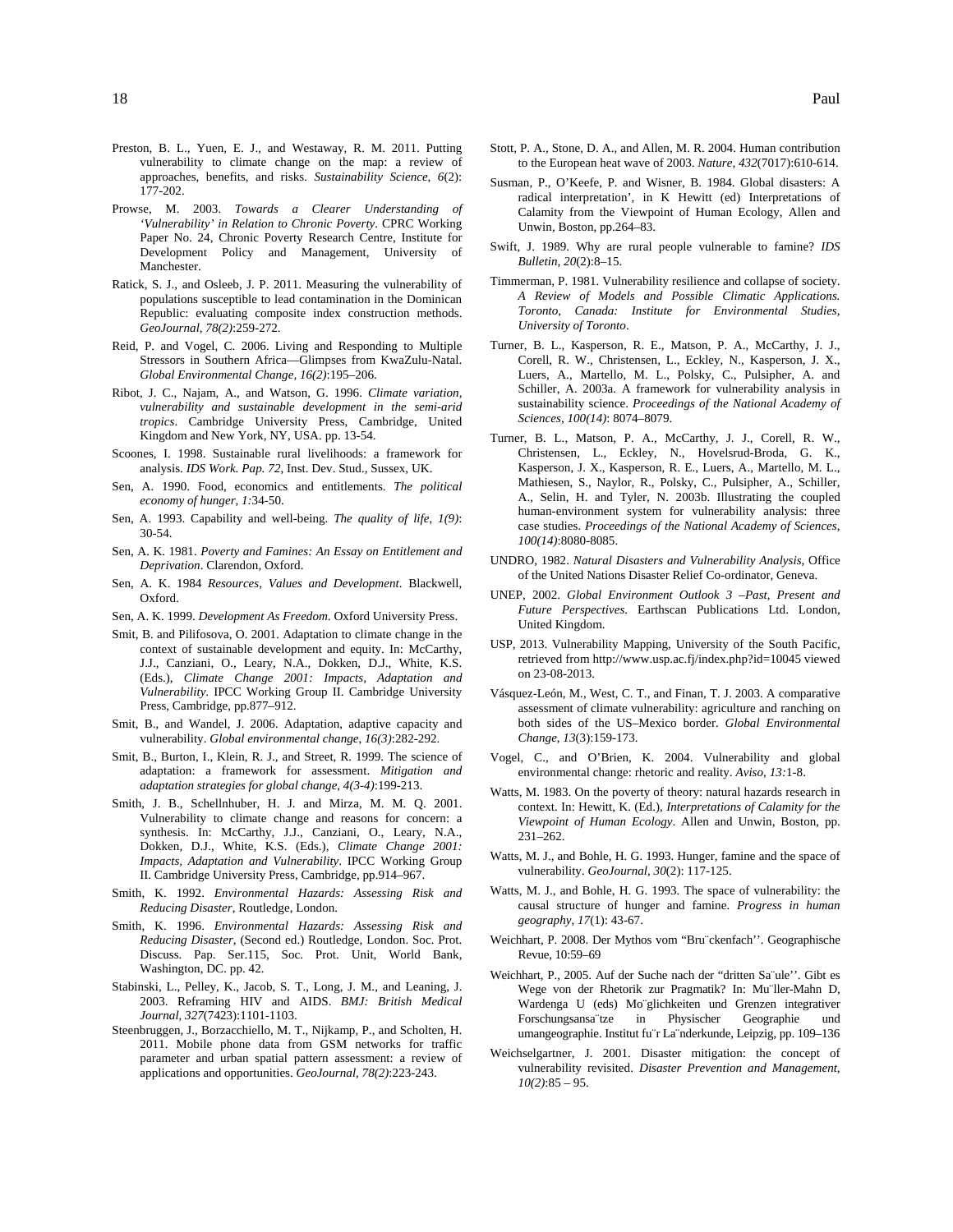Preston, B. L., Yuen, E. J., and Westaway, R. M. 2011. Putting vulnerability to climate change on the map: a review of approaches, benefits, and risks. *Sustainability Science*, *6*(2): 177-202.

Prowse, M. 2003. *Towards a Clearer Understanding of 'Vulnerability' in Relation to Chronic Poverty*. CPRC Working Paper No. 24, Chronic Poverty Research Centre, Institute for Development Policy and Management, University of Manchester.

Ratick, S. J., and Osleeb, J. P. 2011. Measuring the vulnerability of populations susceptible to lead contamination in the Dominican Republic: evaluating composite index construction methods. *GeoJournal*, *78(2)*:259-272.

Reid, P. and Vogel, C. 2006. Living and Responding to Multiple Stressors in Southern Africa—Glimpses from KwaZulu-Natal. *Global Environmental Change*, *16(2)*:195–206.

Ribot, J. C., Najam, A., and Watson, G. 1996. *Climate variation, vulnerability and sustainable development in the semi-arid tropics*. Cambridge University Press, Cambridge, United Kingdom and New York, NY, USA. pp. 13-54.

Scoones, I. 1998. Sustainable rural livelihoods: a framework for analysis. *IDS Work. Pap. 72*, Inst. Dev. Stud., Sussex, UK.

Sen, A. 1990. Food, economics and entitlements. *The political economy of hunger*, *1*:34-50.

Sen, A. 1993. Capability and well-being. *The quality of life*, *1(9)*: 30-54.

Sen, A. K. 1981. *Poverty and Famines: An Essay on Entitlement and Deprivation*. Clarendon, Oxford.

Sen, A. K. 1984 *Resources, Values and Development*. Blackwell, Oxford.

Sen, A. K. 1999. *Development As Freedom*. Oxford University Press.

Smit, B. and Pilifosova, O. 2001. Adaptation to climate change in the context of sustainable development and equity. In: McCarthy, J.J., Canziani, O., Leary, N.A., Dokken, D.J., White, K.S. (Eds.), *Climate Change 2001: Impacts, Adaptation and Vulnerability*. IPCC Working Group II. Cambridge University Press, Cambridge, pp.877–912.

Smit, B., and Wandel, J. 2006. Adaptation, adaptive capacity and vulnerability. *Global environmental change*, *16(3)*:282-292.

Smit, B., Burton, I., Klein, R. J., and Street, R. 1999. The science of adaptation: a framework for assessment. *Mitigation and adaptation strategies for global change*, *4(3-4)*:199-213.

Smith, J. B., Schellnhuber, H. J. and Mirza, M. M. Q. 2001. Vulnerability to climate change and reasons for concern: a synthesis. In: McCarthy, J.J., Canziani, O., Leary, N.A., Dokken, D.J., White, K.S. (Eds.), *Climate Change 2001: Impacts, Adaptation and Vulnerability*. IPCC Working Group II. Cambridge University Press, Cambridge, pp.914–967.

Smith, K. 1992. *Environmental Hazards: Assessing Risk and Reducing Disaster*, Routledge, London.

Smith, K. 1996. *Environmental Hazards: Assessing Risk and Reducing Disaster*, (Second ed.) Routledge, London. Soc. Prot. Discuss. Pap. Ser.115, Soc. Prot. Unit, World Bank, Washington, DC. pp. 42.

Stabinski, L., Pelley, K., Jacob, S. T., Long, J. M., and Leaning, J. 2003. Reframing HIV and AIDS. *BMJ: British Medical Journal*, *327*(7423):1101-1103.

Steenbruggen, J., Borzacchiello, M. T., Nijkamp, P., and Scholten, H. 2011. Mobile phone data from GSM networks for traffic parameter and urban spatial pattern assessment: a review of applications and opportunities. *GeoJournal*, *78(2)*:223-243.

Stott, P. A., Stone, D. A., and Allen, M. R. 2004. Human contribution to the European heat wave of 2003. *Nature*, *432*(7017):610-614.

Susman, P., O'Keefe, P. and Wisner, B. 1984. Global disasters: A radical interpretation', in K Hewitt (ed) Interpretations of Calamity from the Viewpoint of Human Ecology, Allen and Unwin, Boston, pp.264–83.

Swift, J. 1989. Why are rural people vulnerable to famine? *IDS Bulletin*, *20*(2):8–15.

Timmerman, P. 1981. Vulnerability resilience and collapse of society. *A Review of Models and Possible Climatic Applications. Toronto, Canada: Institute for Environmental Studies, University of Toronto*.

Turner, B. L., Kasperson, R. E., Matson, P. A., McCarthy, J. J., Corell, R. W., Christensen, L., Eckley, N., Kasperson, J. X., Luers, A., Martello, M. L., Polsky, C., Pulsipher, A. and Schiller, A. 2003a. A framework for vulnerability analysis in sustainability science. *Proceedings of the National Academy of Sciences*, *100(14)*: 8074–8079.

Turner, B. L., Matson, P. A., McCarthy, J. J., Corell, R. W., Christensen, L., Eckley, N., Hovelsrud-Broda, G. K., Kasperson, J. X., Kasperson, R. E., Luers, A., Martello, M. L., Mathiesen, S., Naylor, R., Polsky, C., Pulsipher, A., Schiller, A., Selin, H. and Tyler, N. 2003b. Illustrating the coupled human-environment system for vulnerability analysis: three case studies. *Proceedings of the National Academy of Sciences*, *100(14)*:8080-8085.

UNDRO, 1982. *Natural Disasters and Vulnerability Analysis*, Office of the United Nations Disaster Relief Co-ordinator, Geneva.

UNEP, 2002. *Global Environment Outlook 3 –Past, Present and Future Perspectives*. Earthscan Publications Ltd. London, United Kingdom.

USP, 2013. Vulnerability Mapping, University of the South Pacific, retrieved from http://www.usp.ac.fj/index.php?id=10045 viewed on 23-08-2013.

Vásquez-León, M., West, C. T., and Finan, T. J. 2003. A comparative assessment of climate vulnerability: agriculture and ranching on both sides of the US–Mexico border. *Global Environmental Change*, *13*(3):159-173.

Vogel, C., and O'Brien, K. 2004. Vulnerability and global environmental change: rhetoric and reality. *Aviso*, *13:*1-8.

Watts, M. 1983. On the poverty of theory: natural hazards research in context. In: Hewitt, K. (Ed.), *Interpretations of Calamity for the Viewpoint of Human Ecology*. Allen and Unwin, Boston, pp. 231–262.

Watts, M. J., and Bohle, H. G. 1993. Hunger, famine and the space of vulnerability. *GeoJournal*, *30*(2): 117-125.

Watts, M. J., and Bohle, H. G. 1993. The space of vulnerability: the causal structure of hunger and famine. *Progress in human geography*, *17*(1): 43-67.

Weichhart, P. 2008. Der Mythos vom "Brückenfach''. Geographische Revue, 10:59–69

Weichhart, P., 2005. Auf der Suche nach der "dritten Säule''. Gibt es Wege von der Rhetorik zur Pragmatik? In: Müller-Mahn D, Wardenga U (eds) Möglichkeiten und Grenzen integrativer Forschungsansätze in Physischer Geographie und umangeographie. Institut für Länderkunde, Leipzig, pp. 109–136

Weichselgartner, J. 2001. Disaster mitigation: the concept of vulnerability revisited. *Disaster Prevention and Management*, *10(2)*:85 – 95.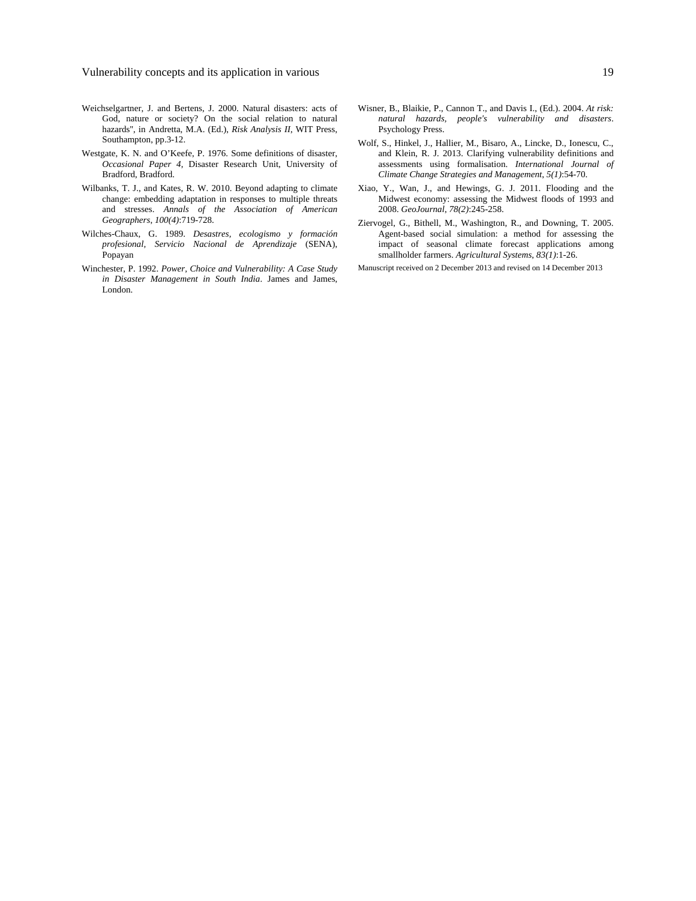Weichselgartner, J. and Bertens, J. 2000. Natural disasters: acts of God, nature or society? On the social relation to natural hazards", in Andretta, M.A. (Ed.), *Risk Analysis II*, WIT Press, Southampton, pp.3-12.

Westgate, K. N. and O'Keefe, P. 1976. Some definitions of disaster, *Occasional Paper 4*, Disaster Research Unit, University of Bradford, Bradford.

Wilbanks, T. J., and Kates, R. W. 2010. Beyond adapting to climate change: embedding adaptation in responses to multiple threats and stresses. *Annals of the Association of American Geographers*, *100(4)*:719-728.

Wilches-Chaux, G. 1989. *Desastres, ecologismo y formación profesional, Servicio Nacional de Aprendizaje* (SENA), Popayan

Winchester, P. 1992. *Power, Choice and Vulnerability: A Case Study in Disaster Management in South India*. James and James, London.

Wisner, B., Blaikie, P., Cannon T., and Davis I., (Ed.). 2004. *At risk: natural hazards, people's vulnerability and disasters*. Psychology Press.

Wolf, S., Hinkel, J., Hallier, M., Bisaro, A., Lincke, D., Ionescu, C., and Klein, R. J. 2013. Clarifying vulnerability definitions and assessments using formalisation. *International Journal of Climate Change Strategies and Management*, *5(1)*:54-70.

Xiao, Y., Wan, J., and Hewings, G. J. 2011. Flooding and the Midwest economy: assessing the Midwest floods of 1993 and 2008. *GeoJournal*, *78(2)*:245-258.

Ziervogel, G., Bithell, M., Washington, R., and Downing, T. 2005. Agent-based social simulation: a method for assessing the impact of seasonal climate forecast applications among smallholder farmers. *Agricultural Systems*, *83(1)*:1-26.

Manuscript received on 2 December 2013 and revised on 14 December 2013